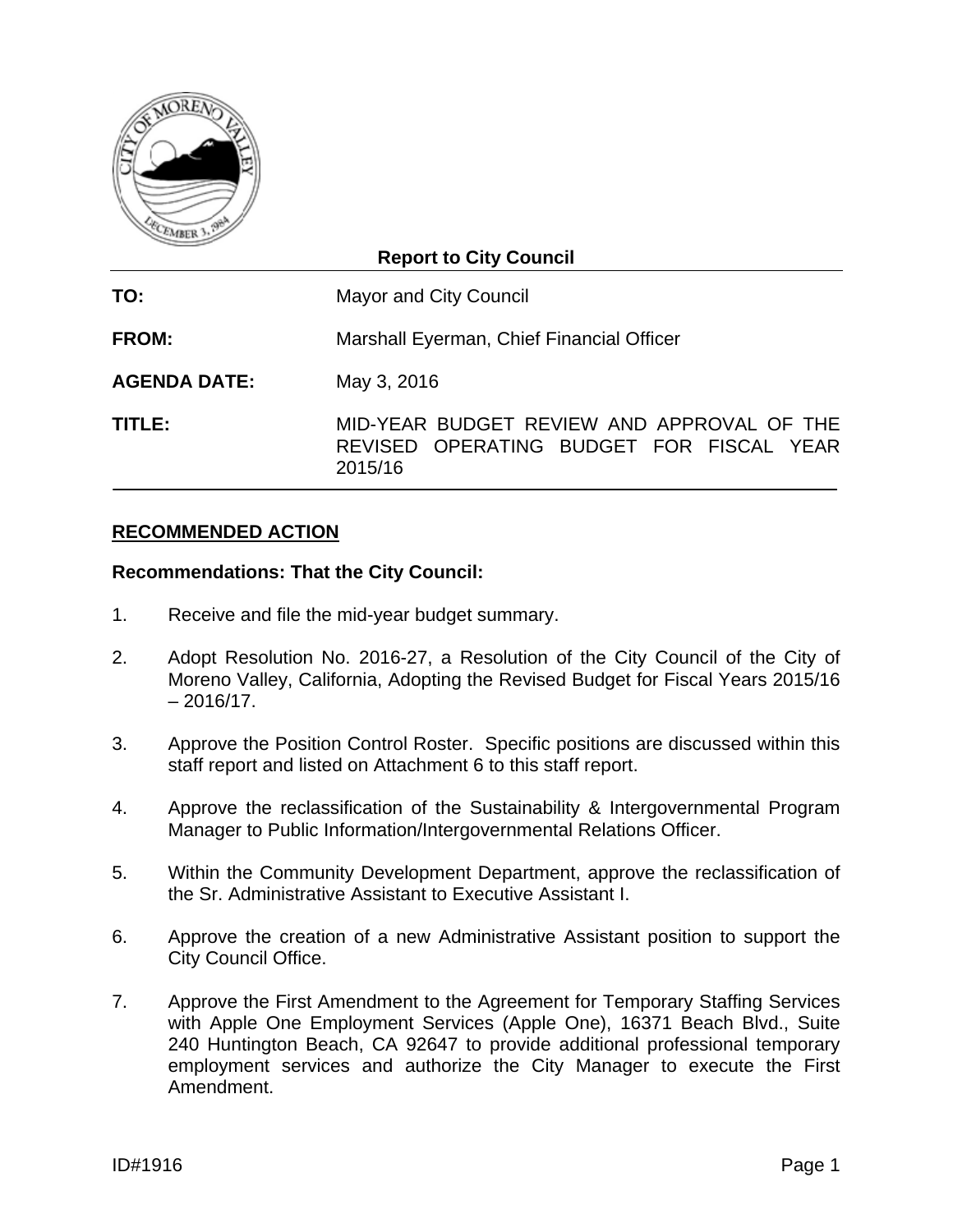**Report to City Council**

| | |
|---|---|
| **TO:** | Mayor and City Council |
| **FROM:** | Marshall Eyerman, Chief Financial Officer |
| **AGENDA DATE:** | May 3, 2016 |
| **TITLE:** | MID-YEAR BUDGET REVIEW AND APPROVAL OF THE REVISED OPERATING BUDGET FOR FISCAL YEAR 2015/16 |

## RECOMMENDED ACTION

**Recommendations: That the City Council:**

1. Receive and file the mid-year budget summary.

2. Adopt Resolution No. 2016-27, a Resolution of the City Council of the City of Moreno Valley, California, Adopting the Revised Budget for Fiscal Years 2015/16 – 2016/17.

3. Approve the Position Control Roster. Specific positions are discussed within this staff report and listed on Attachment 6 to this staff report.

4. Approve the reclassification of the Sustainability & Intergovernmental Program Manager to Public Information/Intergovernmental Relations Officer.

5. Within the Community Development Department, approve the reclassification of the Sr. Administrative Assistant to Executive Assistant I.

6. Approve the creation of a new Administrative Assistant position to support the City Council Office.

7. Approve the First Amendment to the Agreement for Temporary Staffing Services with Apple One Employment Services (Apple One), 16371 Beach Blvd., Suite 240 Huntington Beach, CA 92647 to provide additional professional temporary employment services and authorize the City Manager to execute the First Amendment.

ID#1916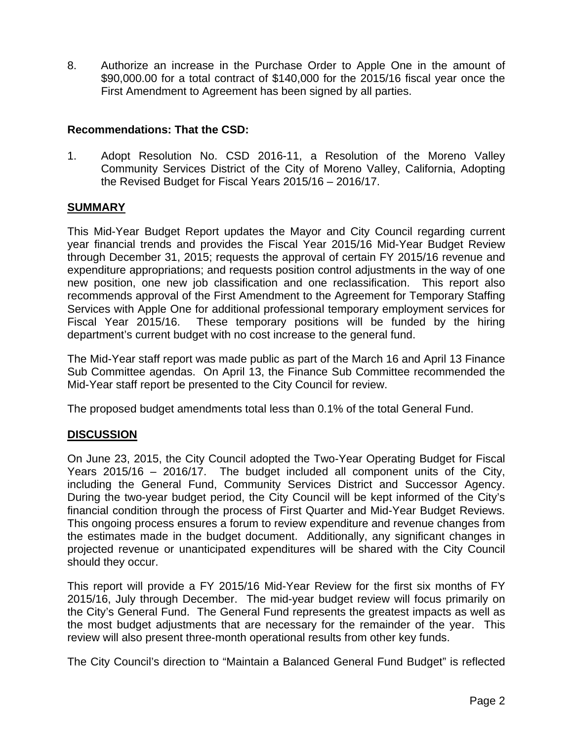8. Authorize an increase in the Purchase Order to Apple One in the amount of $90,000.00 for a total contract of $140,000 for the 2015/16 fiscal year once the First Amendment to Agreement has been signed by all parties.

**Recommendations: That the CSD:**

1. Adopt Resolution No. CSD 2016-11, a Resolution of the Moreno Valley Community Services District of the City of Moreno Valley, California, Adopting the Revised Budget for Fiscal Years 2015/16 – 2016/17.

## SUMMARY

This Mid-Year Budget Report updates the Mayor and City Council regarding current year financial trends and provides the Fiscal Year 2015/16 Mid-Year Budget Review through December 31, 2015; requests the approval of certain FY 2015/16 revenue and expenditure appropriations; and requests position control adjustments in the way of one new position, one new job classification and one reclassification. This report also recommends approval of the First Amendment to the Agreement for Temporary Staffing Services with Apple One for additional professional temporary employment services for Fiscal Year 2015/16. These temporary positions will be funded by the hiring department's current budget with no cost increase to the general fund.

The Mid-Year staff report was made public as part of the March 16 and April 13 Finance Sub Committee agendas. On April 13, the Finance Sub Committee recommended the Mid-Year staff report be presented to the City Council for review.

The proposed budget amendments total less than 0.1% of the total General Fund.

## DISCUSSION

On June 23, 2015, the City Council adopted the Two-Year Operating Budget for Fiscal Years 2015/16 – 2016/17. The budget included all component units of the City, including the General Fund, Community Services District and Successor Agency. During the two-year budget period, the City Council will be kept informed of the City's financial condition through the process of First Quarter and Mid-Year Budget Reviews. This ongoing process ensures a forum to review expenditure and revenue changes from the estimates made in the budget document. Additionally, any significant changes in projected revenue or unanticipated expenditures will be shared with the City Council should they occur.

This report will provide a FY 2015/16 Mid-Year Review for the first six months of FY 2015/16, July through December. The mid-year budget review will focus primarily on the City's General Fund. The General Fund represents the greatest impacts as well as the most budget adjustments that are necessary for the remainder of the year. This review will also present three-month operational results from other key funds.

The City Council's direction to "Maintain a Balanced General Fund Budget" is reflected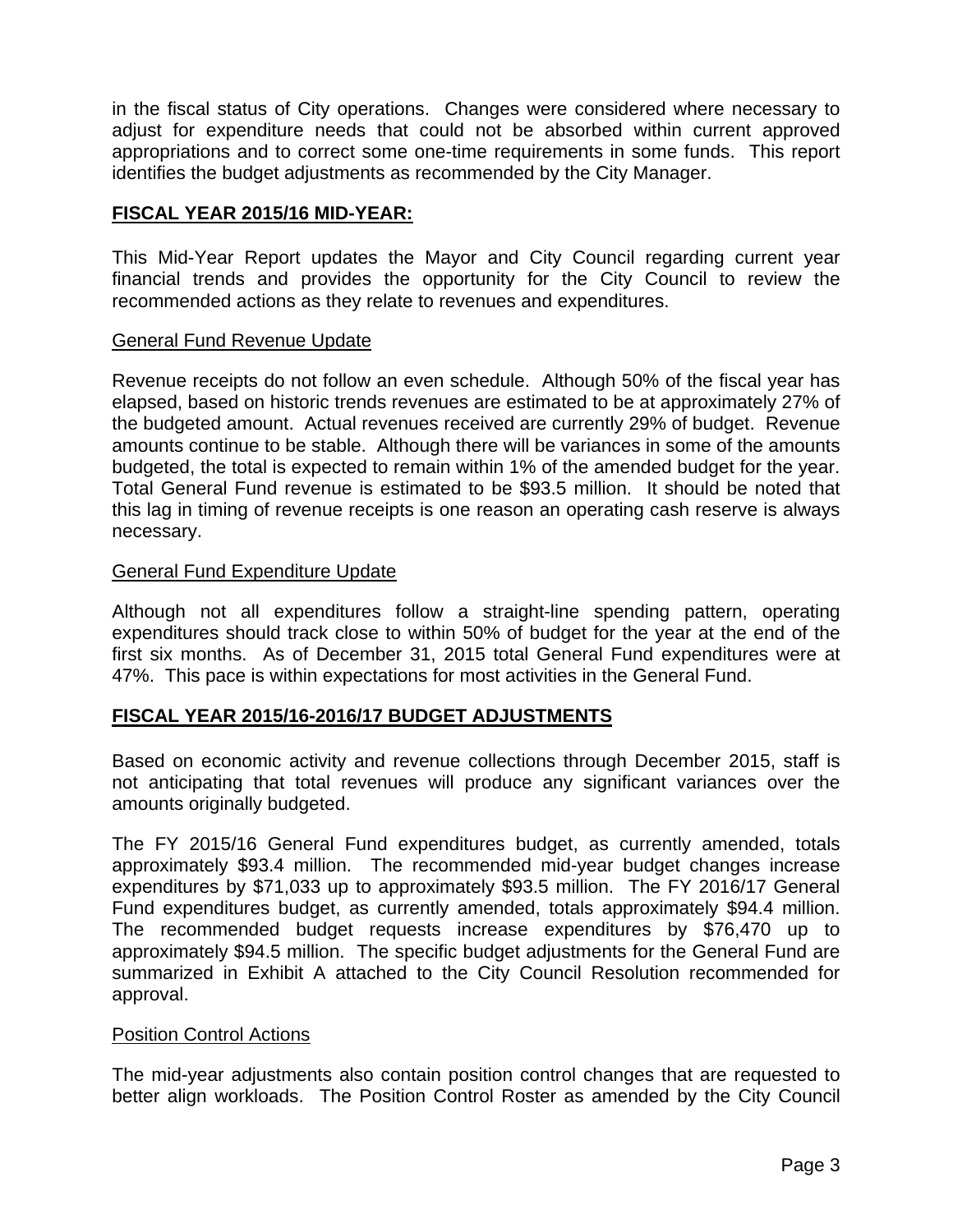in the fiscal status of City operations. Changes were considered where necessary to adjust for expenditure needs that could not be absorbed within current approved appropriations and to correct some one-time requirements in some funds. This report identifies the budget adjustments as recommended by the City Manager.

## FISCAL YEAR 2015/16 MID-YEAR:

This Mid-Year Report updates the Mayor and City Council regarding current year financial trends and provides the opportunity for the City Council to review the recommended actions as they relate to revenues and expenditures.

### General Fund Revenue Update

Revenue receipts do not follow an even schedule. Although 50% of the fiscal year has elapsed, based on historic trends revenues are estimated to be at approximately 27% of the budgeted amount. Actual revenues received are currently 29% of budget. Revenue amounts continue to be stable. Although there will be variances in some of the amounts budgeted, the total is expected to remain within 1% of the amended budget for the year. Total General Fund revenue is estimated to be $93.5 million. It should be noted that this lag in timing of revenue receipts is one reason an operating cash reserve is always necessary.

### General Fund Expenditure Update

Although not all expenditures follow a straight-line spending pattern, operating expenditures should track close to within 50% of budget for the year at the end of the first six months. As of December 31, 2015 total General Fund expenditures were at 47%. This pace is within expectations for most activities in the General Fund.

## FISCAL YEAR 2015/16-2016/17 BUDGET ADJUSTMENTS

Based on economic activity and revenue collections through December 2015, staff is not anticipating that total revenues will produce any significant variances over the amounts originally budgeted.

The FY 2015/16 General Fund expenditures budget, as currently amended, totals approximately $93.4 million. The recommended mid-year budget changes increase expenditures by $71,033 up to approximately $93.5 million. The FY 2016/17 General Fund expenditures budget, as currently amended, totals approximately $94.4 million. The recommended budget requests increase expenditures by $76,470 up to approximately $94.5 million. The specific budget adjustments for the General Fund are summarized in Exhibit A attached to the City Council Resolution recommended for approval.

### Position Control Actions

The mid-year adjustments also contain position control changes that are requested to better align workloads. The Position Control Roster as amended by the City Council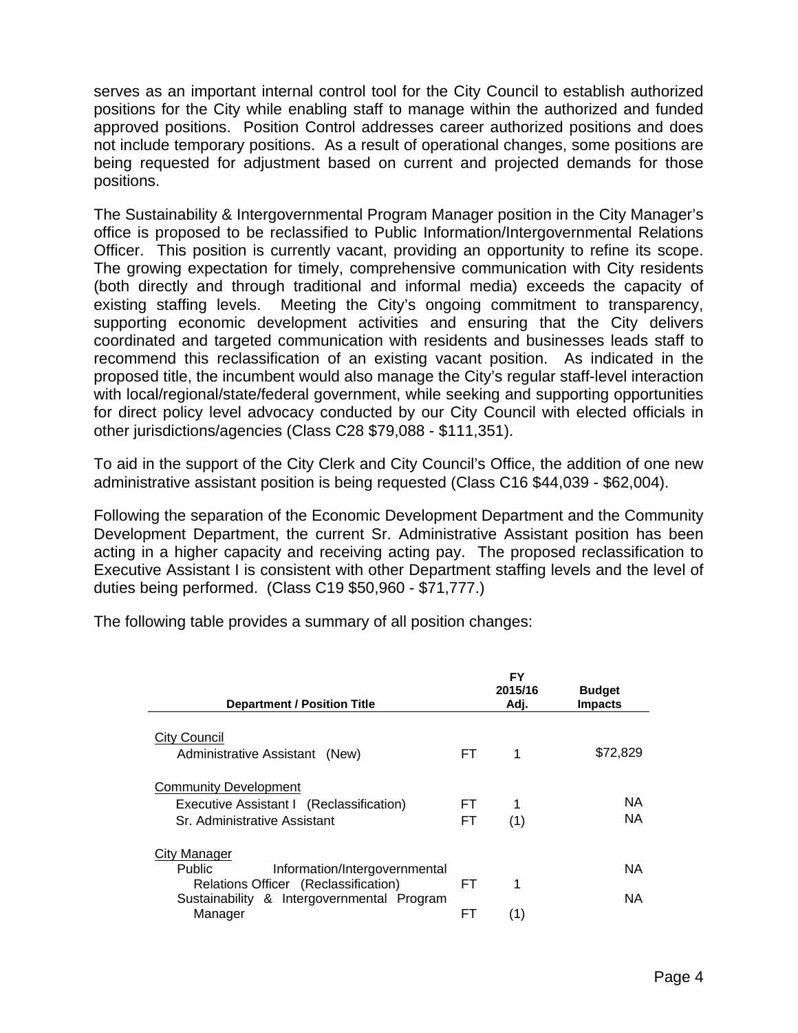serves as an important internal control tool for the City Council to establish authorized positions for the City while enabling staff to manage within the authorized and funded approved positions. Position Control addresses career authorized positions and does not include temporary positions. As a result of operational changes, some positions are being requested for adjustment based on current and projected demands for those positions.

The Sustainability & Intergovernmental Program Manager position in the City Manager's office is proposed to be reclassified to Public Information/Intergovernmental Relations Officer. This position is currently vacant, providing an opportunity to refine its scope. The growing expectation for timely, comprehensive communication with City residents (both directly and through traditional and informal media) exceeds the capacity of existing staffing levels. Meeting the City's ongoing commitment to transparency, supporting economic development activities and ensuring that the City delivers coordinated and targeted communication with residents and businesses leads staff to recommend this reclassification of an existing vacant position. As indicated in the proposed title, the incumbent would also manage the City's regular staff-level interaction with local/regional/state/federal government, while seeking and supporting opportunities for direct policy level advocacy conducted by our City Council with elected officials in other jurisdictions/agencies (Class C28 $79,088 - $111,351).

To aid in the support of the City Clerk and City Council's Office, the addition of one new administrative assistant position is being requested (Class C16 $44,039 - $62,004).

Following the separation of the Economic Development Department and the Community Development Department, the current Sr. Administrative Assistant position has been acting in a higher capacity and receiving acting pay. The proposed reclassification to Executive Assistant I is consistent with other Department staffing levels and the level of duties being performed. (Class C19 $50,960 - $71,777.)

The following table provides a summary of all position changes:

| Department / Position Title | | FY 2015/16 Adj. | Budget Impacts |
|---|---|---|---|
| City Council | | | |
| Administrative Assistant (New) | FT | 1 | $72,829 |
| Community Development | | | |
| Executive Assistant I (Reclassification) | FT | 1 | NA |
| Sr. Administrative Assistant | FT | (1) | NA |
| City Manager | | | |
| Public Information/Intergovernmental Relations Officer (Reclassification) | FT | 1 | NA |
| Sustainability & Intergovernmental Program Manager | FT | (1) | NA |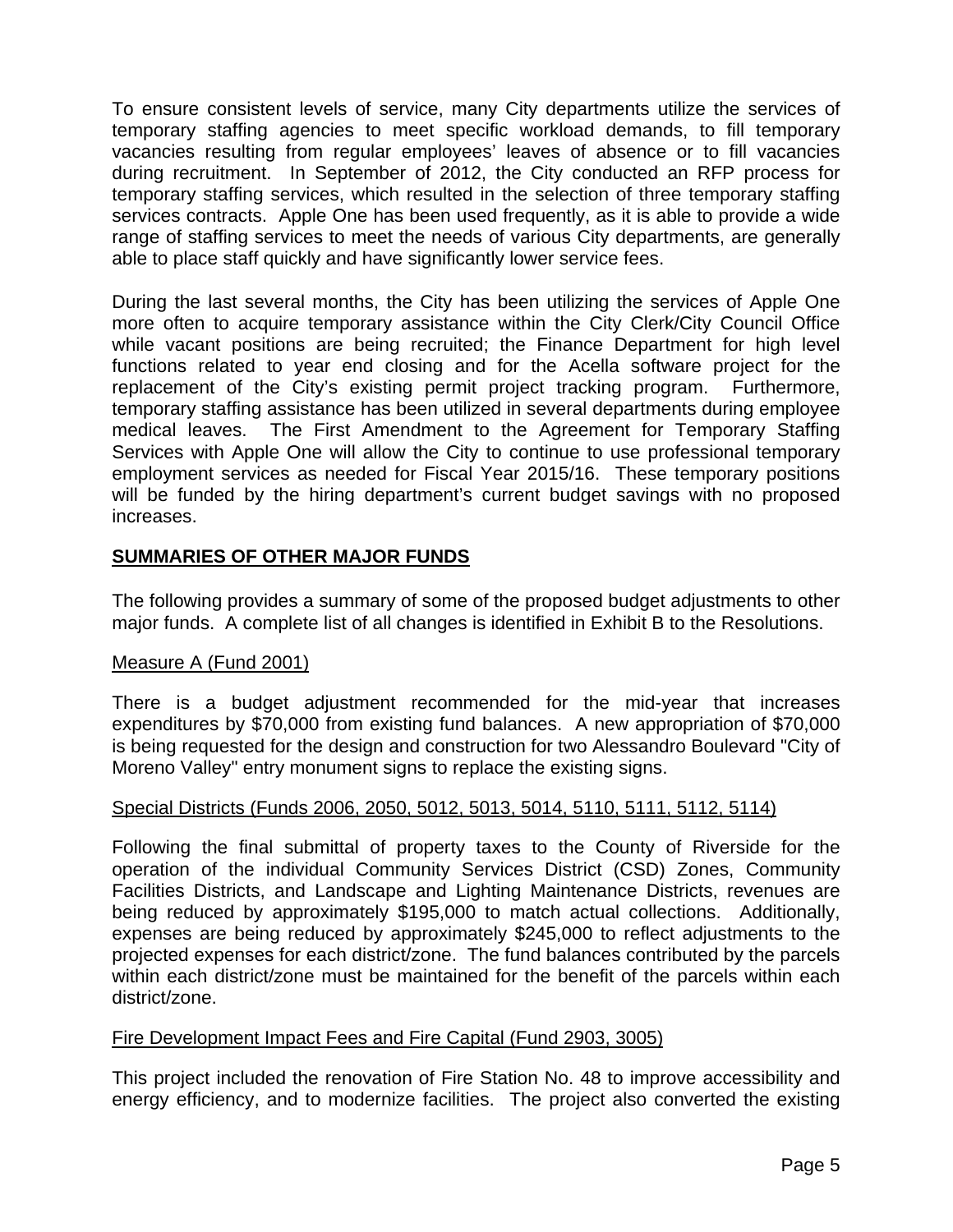To ensure consistent levels of service, many City departments utilize the services of temporary staffing agencies to meet specific workload demands, to fill temporary vacancies resulting from regular employees' leaves of absence or to fill vacancies during recruitment. In September of 2012, the City conducted an RFP process for temporary staffing services, which resulted in the selection of three temporary staffing services contracts. Apple One has been used frequently, as it is able to provide a wide range of staffing services to meet the needs of various City departments, are generally able to place staff quickly and have significantly lower service fees.

During the last several months, the City has been utilizing the services of Apple One more often to acquire temporary assistance within the City Clerk/City Council Office while vacant positions are being recruited; the Finance Department for high level functions related to year end closing and for the Acella software project for the replacement of the City's existing permit project tracking program. Furthermore, temporary staffing assistance has been utilized in several departments during employee medical leaves. The First Amendment to the Agreement for Temporary Staffing Services with Apple One will allow the City to continue to use professional temporary employment services as needed for Fiscal Year 2015/16. These temporary positions will be funded by the hiring department's current budget savings with no proposed increases.

## SUMMARIES OF OTHER MAJOR FUNDS

The following provides a summary of some of the proposed budget adjustments to other major funds. A complete list of all changes is identified in Exhibit B to the Resolutions.

### Measure A (Fund 2001)

There is a budget adjustment recommended for the mid-year that increases expenditures by $70,000 from existing fund balances. A new appropriation of $70,000 is being requested for the design and construction for two Alessandro Boulevard "City of Moreno Valley" entry monument signs to replace the existing signs.

### Special Districts (Funds 2006, 2050, 5012, 5013, 5014, 5110, 5111, 5112, 5114)

Following the final submittal of property taxes to the County of Riverside for the operation of the individual Community Services District (CSD) Zones, Community Facilities Districts, and Landscape and Lighting Maintenance Districts, revenues are being reduced by approximately $195,000 to match actual collections. Additionally, expenses are being reduced by approximately $245,000 to reflect adjustments to the projected expenses for each district/zone. The fund balances contributed by the parcels within each district/zone must be maintained for the benefit of the parcels within each district/zone.

### Fire Development Impact Fees and Fire Capital (Fund 2903, 3005)

This project included the renovation of Fire Station No. 48 to improve accessibility and energy efficiency, and to modernize facilities. The project also converted the existing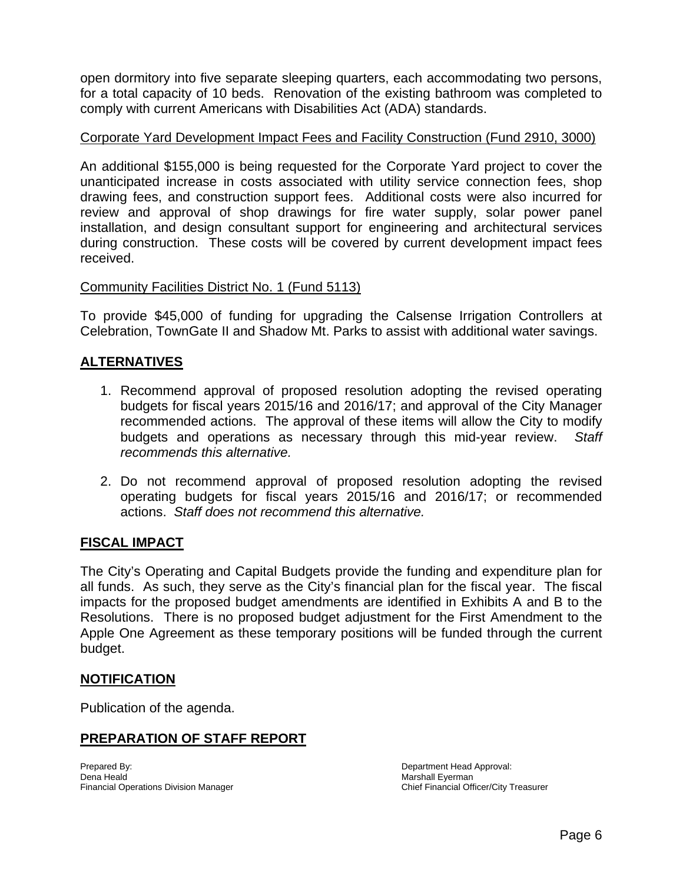open dormitory into five separate sleeping quarters, each accommodating two persons, for a total capacity of 10 beds. Renovation of the existing bathroom was completed to comply with current Americans with Disabilities Act (ADA) standards.

Corporate Yard Development Impact Fees and Facility Construction (Fund 2910, 3000)

An additional $155,000 is being requested for the Corporate Yard project to cover the unanticipated increase in costs associated with utility service connection fees, shop drawing fees, and construction support fees. Additional costs were also incurred for review and approval of shop drawings for fire water supply, solar power panel installation, and design consultant support for engineering and architectural services during construction. These costs will be covered by current development impact fees received.

Community Facilities District No. 1 (Fund 5113)

To provide $45,000 of funding for upgrading the Calsense Irrigation Controllers at Celebration, TownGate II and Shadow Mt. Parks to assist with additional water savings.

## ALTERNATIVES

1. Recommend approval of proposed resolution adopting the revised operating budgets for fiscal years 2015/16 and 2016/17; and approval of the City Manager recommended actions. The approval of these items will allow the City to modify budgets and operations as necessary through this mid-year review. *Staff recommends this alternative.*
2. Do not recommend approval of proposed resolution adopting the revised operating budgets for fiscal years 2015/16 and 2016/17; or recommended actions. *Staff does not recommend this alternative.*

## FISCAL IMPACT

The City's Operating and Capital Budgets provide the funding and expenditure plan for all funds. As such, they serve as the City's financial plan for the fiscal year. The fiscal impacts for the proposed budget amendments are identified in Exhibits A and B to the Resolutions. There is no proposed budget adjustment for the First Amendment to the Apple One Agreement as these temporary positions will be funded through the current budget.

## NOTIFICATION

Publication of the agenda.

## PREPARATION OF STAFF REPORT

Prepared By:
Dena Heald
Financial Operations Division Manager

Department Head Approval:
Marshall Eyerman
Chief Financial Officer/City Treasurer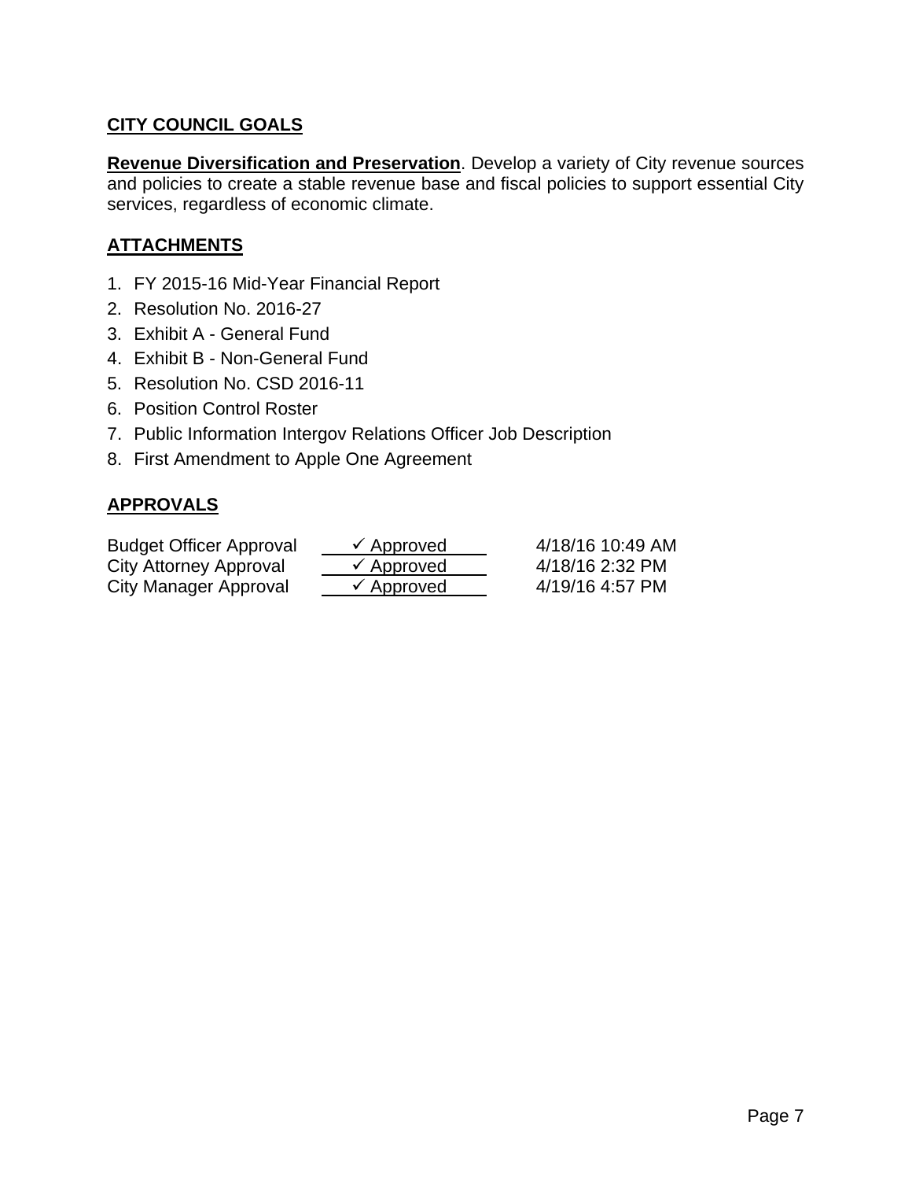## CITY COUNCIL GOALS

**Revenue Diversification and Preservation**. Develop a variety of City revenue sources and policies to create a stable revenue base and fiscal policies to support essential City services, regardless of economic climate.

## ATTACHMENTS

1. FY 2015-16 Mid-Year Financial Report
2. Resolution No. 2016-27
3. Exhibit A - General Fund
4. Exhibit B - Non-General Fund
5. Resolution No. CSD 2016-11
6. Position Control Roster
7. Public Information Intergov Relations Officer Job Description
8. First Amendment to Apple One Agreement

## APPROVALS

| | | |
|---|---|---|
| Budget Officer Approval | ✓ Approved | 4/18/16 10:49 AM |
| City Attorney Approval | ✓ Approved | 4/18/16 2:32 PM |
| City Manager Approval | ✓ Approved | 4/19/16 4:57 PM |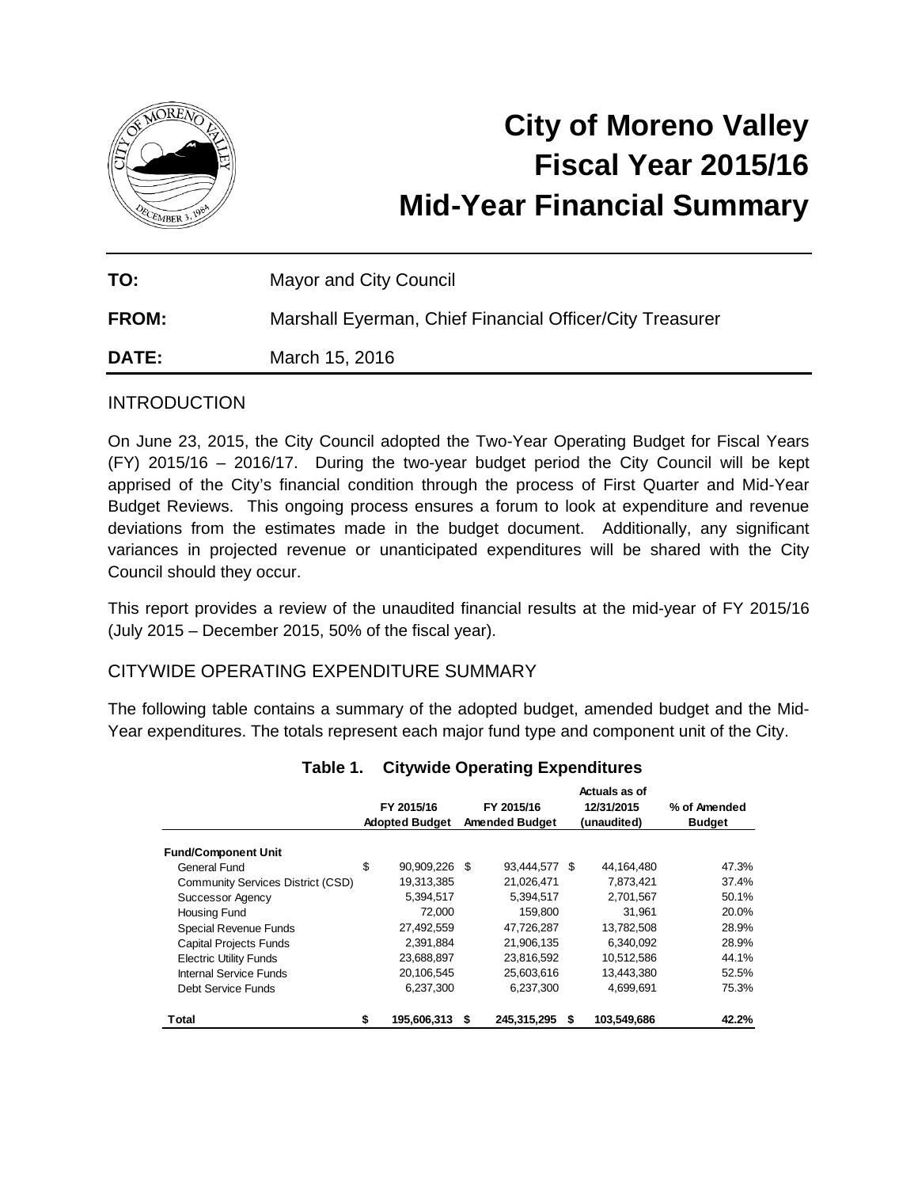# City of Moreno Valley
# Fiscal Year 2015/16
# Mid-Year Financial Summary

**TO:** Mayor and City Council

**FROM:** Marshall Eyerman, Chief Financial Officer/City Treasurer

**DATE:** March 15, 2016

## INTRODUCTION

On June 23, 2015, the City Council adopted the Two-Year Operating Budget for Fiscal Years (FY) 2015/16 – 2016/17. During the two-year budget period the City Council will be kept apprised of the City's financial condition through the process of First Quarter and Mid-Year Budget Reviews. This ongoing process ensures a forum to look at expenditure and revenue deviations from the estimates made in the budget document. Additionally, any significant variances in projected revenue or unanticipated expenditures will be shared with the City Council should they occur.

This report provides a review of the unaudited financial results at the mid-year of FY 2015/16 (July 2015 – December 2015, 50% of the fiscal year).

## CITYWIDE OPERATING EXPENDITURE SUMMARY

The following table contains a summary of the adopted budget, amended budget and the Mid-Year expenditures. The totals represent each major fund type and component unit of the City.

**Table 1. Citywide Operating Expenditures**

| | FY 2015/16 Adopted Budget | FY 2015/16 Amended Budget | Actuals as of 12/31/2015 (unaudited) | % of Amended Budget |
|---|---|---|---|---|
| **Fund/Component Unit** | | | | |
| General Fund | $ 90,909,226 | $ 93,444,577 | $ 44,164,480 | 47.3% |
| Community Services District (CSD) | 19,313,385 | 21,026,471 | 7,873,421 | 37.4% |
| Successor Agency | 5,394,517 | 5,394,517 | 2,701,567 | 50.1% |
| Housing Fund | 72,000 | 159,800 | 31,961 | 20.0% |
| Special Revenue Funds | 27,492,559 | 47,726,287 | 13,782,508 | 28.9% |
| Capital Projects Funds | 2,391,884 | 21,906,135 | 6,340,092 | 28.9% |
| Electric Utility Funds | 23,688,897 | 23,816,592 | 10,512,586 | 44.1% |
| Internal Service Funds | 20,106,545 | 25,603,616 | 13,443,380 | 52.5% |
| Debt Service Funds | 6,237,300 | 6,237,300 | 4,699,691 | 75.3% |
| **Total** | **$ 195,606,313** | **$ 245,315,295** | **$ 103,549,686** | **42.2%** |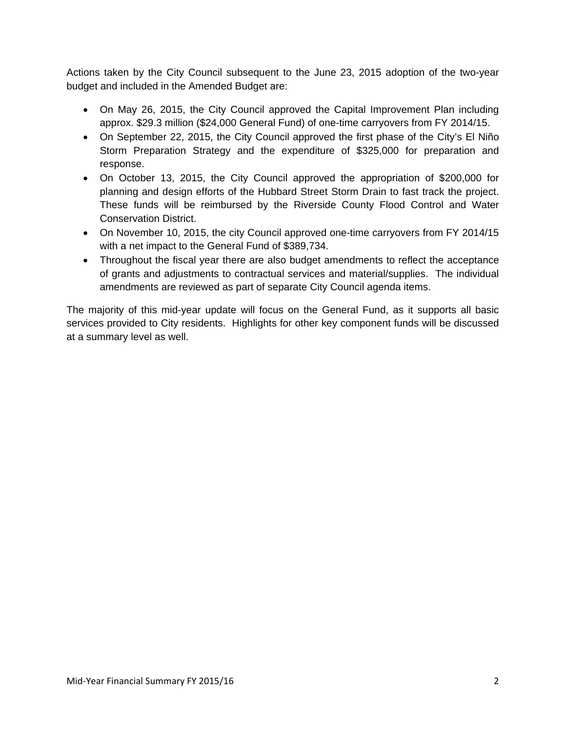Actions taken by the City Council subsequent to the June 23, 2015 adoption of the two-year budget and included in the Amended Budget are:

- On May 26, 2015, the City Council approved the Capital Improvement Plan including approx. $29.3 million ($24,000 General Fund) of one-time carryovers from FY 2014/15.
- On September 22, 2015, the City Council approved the first phase of the City's El Niño Storm Preparation Strategy and the expenditure of $325,000 for preparation and response.
- On October 13, 2015, the City Council approved the appropriation of $200,000 for planning and design efforts of the Hubbard Street Storm Drain to fast track the project. These funds will be reimbursed by the Riverside County Flood Control and Water Conservation District.
- On November 10, 2015, the city Council approved one-time carryovers from FY 2014/15 with a net impact to the General Fund of $389,734.
- Throughout the fiscal year there are also budget amendments to reflect the acceptance of grants and adjustments to contractual services and material/supplies. The individual amendments are reviewed as part of separate City Council agenda items.

The majority of this mid-year update will focus on the General Fund, as it supports all basic services provided to City residents. Highlights for other key component funds will be discussed at a summary level as well.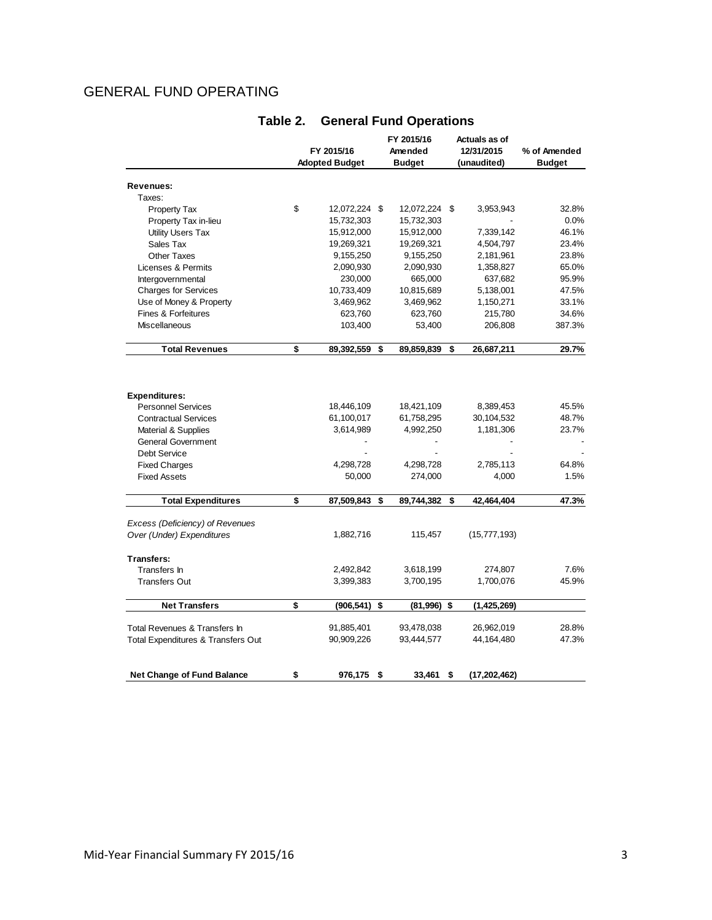# GENERAL FUND OPERATING

## Table 2. General Fund Operations

| | FY 2015/16 Adopted Budget | FY 2015/16 Amended Budget | Actuals as of 12/31/2015 (unaudited) | % of Amended Budget |
|---|---|---|---|---|
| **Revenues:** | | | | |
| Taxes: | | | | |
| Property Tax | $ 12,072,224 | $ 12,072,224 | $ 3,953,943 | 32.8% |
| Property Tax in-lieu | 15,732,303 | 15,732,303 | - | 0.0% |
| Utility Users Tax | 15,912,000 | 15,912,000 | 7,339,142 | 46.1% |
| Sales Tax | 19,269,321 | 19,269,321 | 4,504,797 | 23.4% |
| Other Taxes | 9,155,250 | 9,155,250 | 2,181,961 | 23.8% |
| Licenses & Permits | 2,090,930 | 2,090,930 | 1,358,827 | 65.0% |
| Intergovernmental | 230,000 | 665,000 | 637,682 | 95.9% |
| Charges for Services | 10,733,409 | 10,815,689 | 5,138,001 | 47.5% |
| Use of Money & Property | 3,469,962 | 3,469,962 | 1,150,271 | 33.1% |
| Fines & Forfeitures | 623,760 | 623,760 | 215,780 | 34.6% |
| Miscellaneous | 103,400 | 53,400 | 206,808 | 387.3% |
| **Total Revenues** | **$ 89,392,559** | **$ 89,859,839** | **$ 26,687,211** | **29.7%** |
| **Expenditures:** | | | | |
| Personnel Services | 18,446,109 | 18,421,109 | 8,389,453 | 45.5% |
| Contractual Services | 61,100,017 | 61,758,295 | 30,104,532 | 48.7% |
| Material & Supplies | 3,614,989 | 4,992,250 | 1,181,306 | 23.7% |
| General Government | - | - | - | - |
| Debt Service | - | - | - | - |
| Fixed Charges | 4,298,728 | 4,298,728 | 2,785,113 | 64.8% |
| Fixed Assets | 50,000 | 274,000 | 4,000 | 1.5% |
| **Total Expenditures** | **$ 87,509,843** | **$ 89,744,382** | **$ 42,464,404** | **47.3%** |
| *Excess (Deficiency) of Revenues Over (Under) Expenditures* | 1,882,716 | 115,457 | (15,777,193) | |
| **Transfers:** | | | | |
| Transfers In | 2,492,842 | 3,618,199 | 274,807 | 7.6% |
| Transfers Out | 3,399,383 | 3,700,195 | 1,700,076 | 45.9% |
| **Net Transfers** | **$ (906,541)** | **$ (81,996)** | **$ (1,425,269)** | |
| Total Revenues & Transfers In | 91,885,401 | 93,478,038 | 26,962,019 | 28.8% |
| Total Expenditures & Transfers Out | 90,909,226 | 93,444,577 | 44,164,480 | 47.3% |
| **Net Change of Fund Balance** | **$ 976,175** | **$ 33,461** | **$ (17,202,462)** | |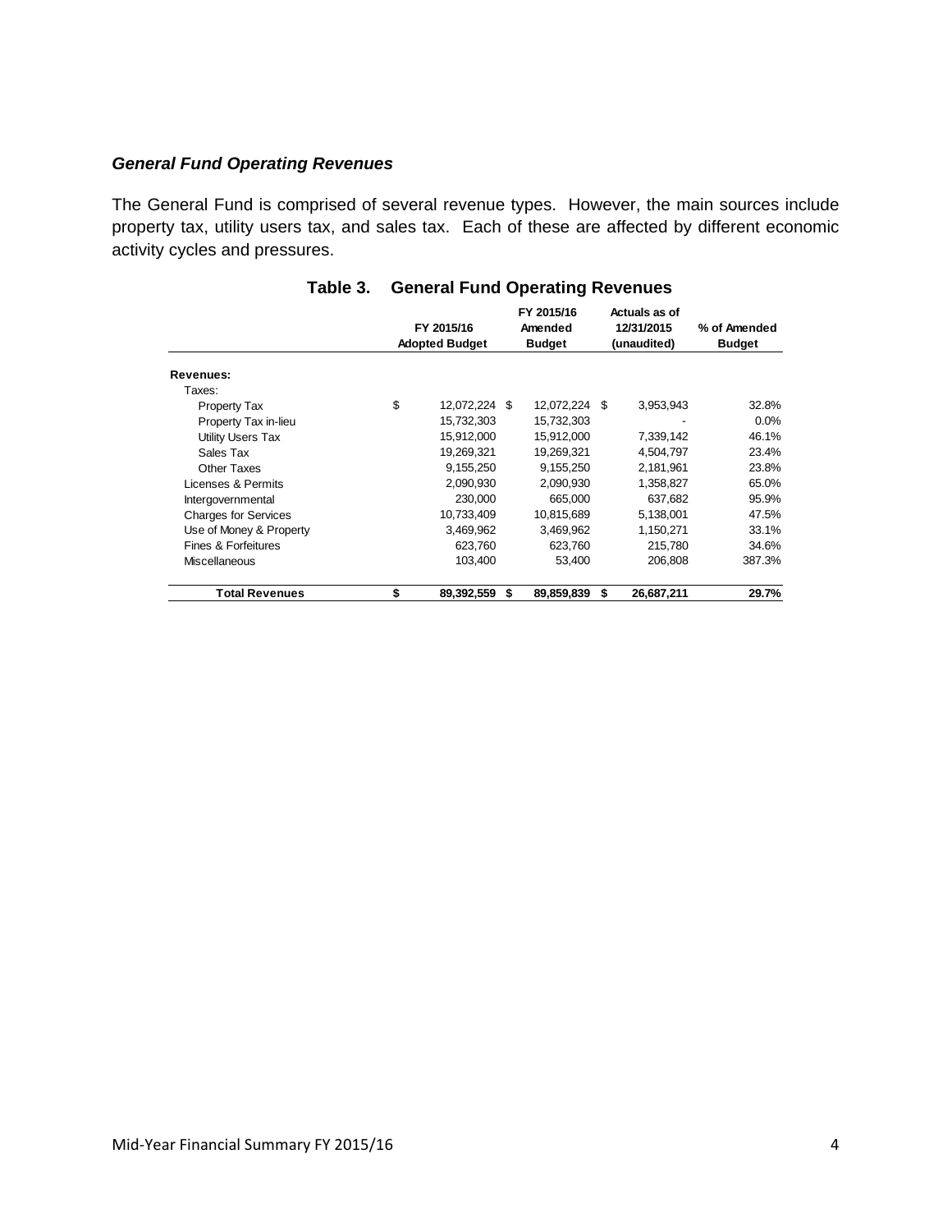### *General Fund Operating Revenues*

The General Fund is comprised of several revenue types. However, the main sources include property tax, utility users tax, and sales tax. Each of these are affected by different economic activity cycles and pressures.

**Table 3. General Fund Operating Revenues**

| | FY 2015/16 Adopted Budget | FY 2015/16 Amended Budget | Actuals as of 12/31/2015 (unaudited) | % of Amended Budget |
|---|---|---|---|---|
| **Revenues:** | | | | |
| Taxes: | | | | |
| Property Tax | $ 12,072,224 | $ 12,072,224 | $ 3,953,943 | 32.8% |
| Property Tax in-lieu | 15,732,303 | 15,732,303 | - | 0.0% |
| Utility Users Tax | 15,912,000 | 15,912,000 | 7,339,142 | 46.1% |
| Sales Tax | 19,269,321 | 19,269,321 | 4,504,797 | 23.4% |
| Other Taxes | 9,155,250 | 9,155,250 | 2,181,961 | 23.8% |
| Licenses & Permits | 2,090,930 | 2,090,930 | 1,358,827 | 65.0% |
| Intergovernmental | 230,000 | 665,000 | 637,682 | 95.9% |
| Charges for Services | 10,733,409 | 10,815,689 | 5,138,001 | 47.5% |
| Use of Money & Property | 3,469,962 | 3,469,962 | 1,150,271 | 33.1% |
| Fines & Forfeitures | 623,760 | 623,760 | 215,780 | 34.6% |
| Miscellaneous | 103,400 | 53,400 | 206,808 | 387.3% |
| **Total Revenues** | **$ 89,392,559** | **$ 89,859,839** | **$ 26,687,211** | **29.7%** |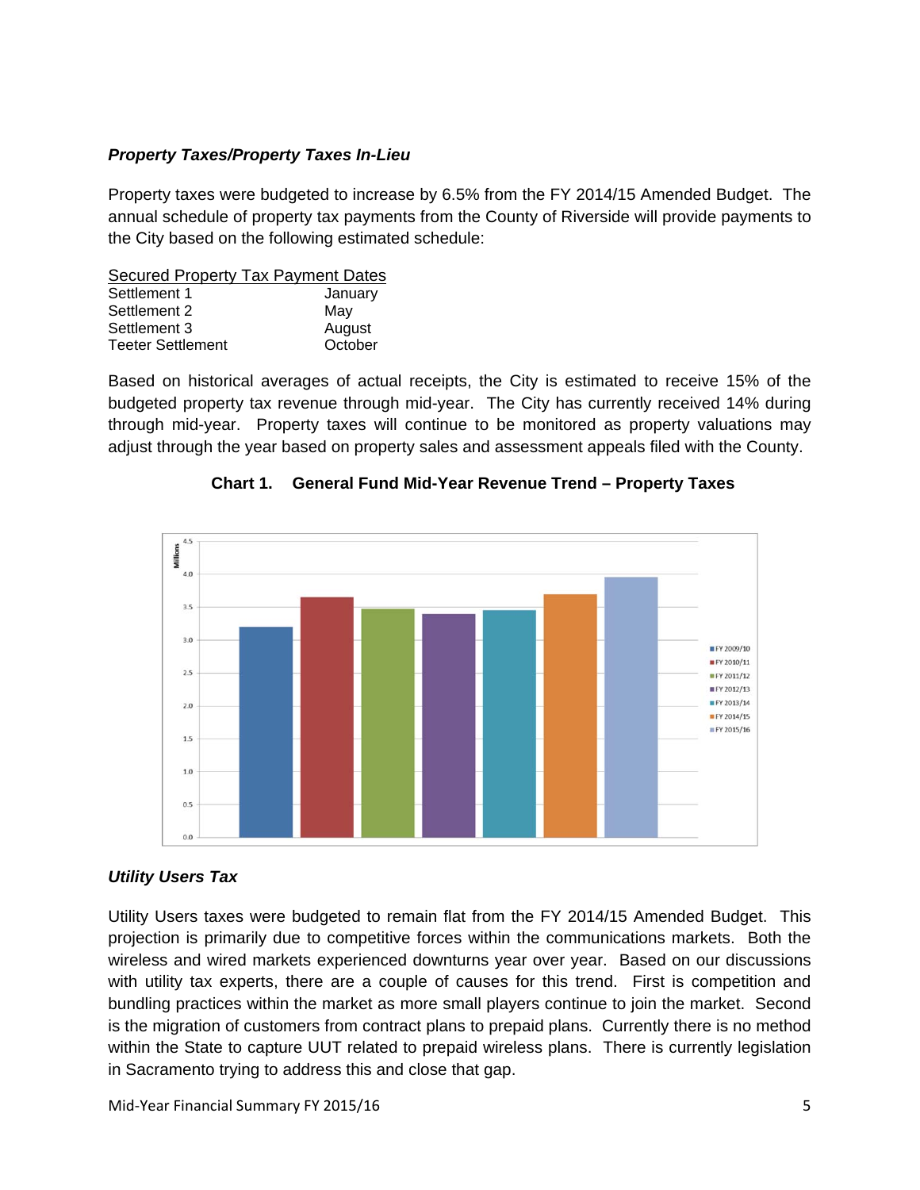***Property Taxes/Property Taxes In-Lieu***

Property taxes were budgeted to increase by 6.5% from the FY 2014/15 Amended Budget. The annual schedule of property tax payments from the County of Riverside will provide payments to the City based on the following estimated schedule:

| Secured Property Tax Payment Dates | |
|---|---|
| Settlement 1 | January |
| Settlement 2 | May |
| Settlement 3 | August |
| Teeter Settlement | October |

Based on historical averages of actual receipts, the City is estimated to receive 15% of the budgeted property tax revenue through mid-year. The City has currently received 14% during through mid-year. Property taxes will continue to be monitored as property valuations may adjust through the year based on property sales and assessment appeals filed with the County.

**Chart 1. General Fund Mid-Year Revenue Trend – Property Taxes**

***Utility Users Tax***

Utility Users taxes were budgeted to remain flat from the FY 2014/15 Amended Budget. This projection is primarily due to competitive forces within the communications markets. Both the wireless and wired markets experienced downturns year over year. Based on our discussions with utility tax experts, there are a couple of causes for this trend. First is competition and bundling practices within the market as more small players continue to join the market. Second is the migration of customers from contract plans to prepaid plans. Currently there is no method within the State to capture UUT related to prepaid wireless plans. There is currently legislation in Sacramento trying to address this and close that gap.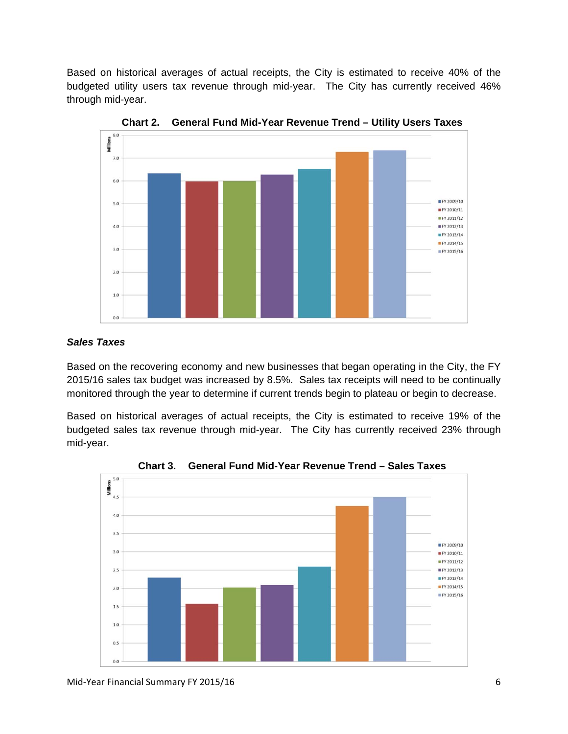Based on historical averages of actual receipts, the City is estimated to receive 40% of the budgeted utility users tax revenue through mid-year. The City has currently received 46% through mid-year.

**Chart 2. General Fund Mid-Year Revenue Trend – Utility Users Taxes**

### *Sales Taxes*

Based on the recovering economy and new businesses that began operating in the City, the FY 2015/16 sales tax budget was increased by 8.5%. Sales tax receipts will need to be continually monitored through the year to determine if current trends begin to plateau or begin to decrease.

Based on historical averages of actual receipts, the City is estimated to receive 19% of the budgeted sales tax revenue through mid-year. The City has currently received 23% through mid-year.

**Chart 3. General Fund Mid-Year Revenue Trend – Sales Taxes**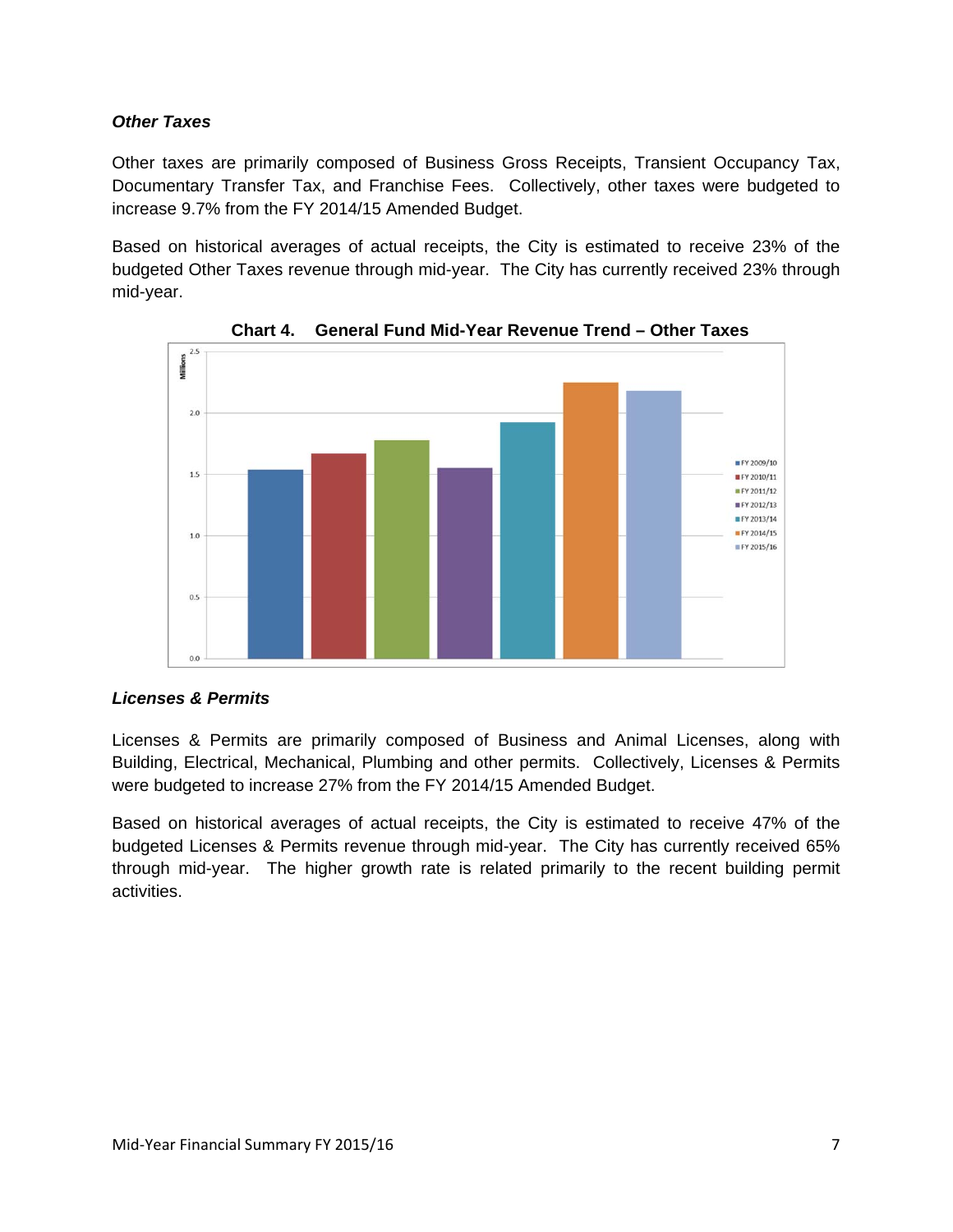### *Other Taxes*

Other taxes are primarily composed of Business Gross Receipts, Transient Occupancy Tax, Documentary Transfer Tax, and Franchise Fees. Collectively, other taxes were budgeted to increase 9.7% from the FY 2014/15 Amended Budget.

Based on historical averages of actual receipts, the City is estimated to receive 23% of the budgeted Other Taxes revenue through mid-year. The City has currently received 23% through mid-year.

**Chart 4. General Fund Mid-Year Revenue Trend – Other Taxes**

### *Licenses & Permits*

Licenses & Permits are primarily composed of Business and Animal Licenses, along with Building, Electrical, Mechanical, Plumbing and other permits. Collectively, Licenses & Permits were budgeted to increase 27% from the FY 2014/15 Amended Budget.

Based on historical averages of actual receipts, the City is estimated to receive 47% of the budgeted Licenses & Permits revenue through mid-year. The City has currently received 65% through mid-year. The higher growth rate is related primarily to the recent building permit activities.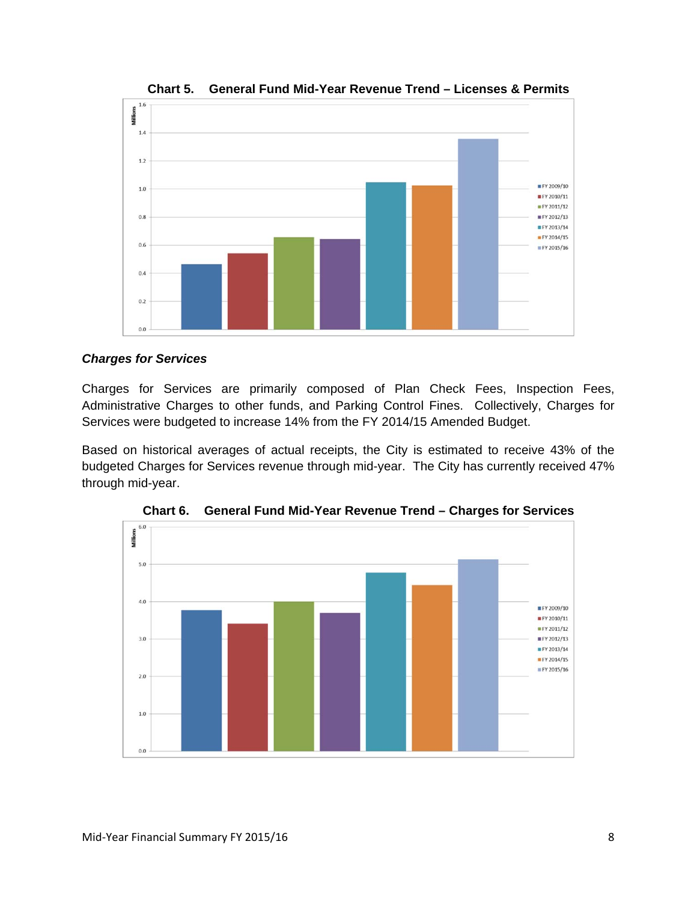**Chart 5. General Fund Mid-Year Revenue Trend – Licenses & Permits**

### *Charges for Services*

Charges for Services are primarily composed of Plan Check Fees, Inspection Fees, Administrative Charges to other funds, and Parking Control Fines. Collectively, Charges for Services were budgeted to increase 14% from the FY 2014/15 Amended Budget.

Based on historical averages of actual receipts, the City is estimated to receive 43% of the budgeted Charges for Services revenue through mid-year. The City has currently received 47% through mid-year.

**Chart 6. General Fund Mid-Year Revenue Trend – Charges for Services**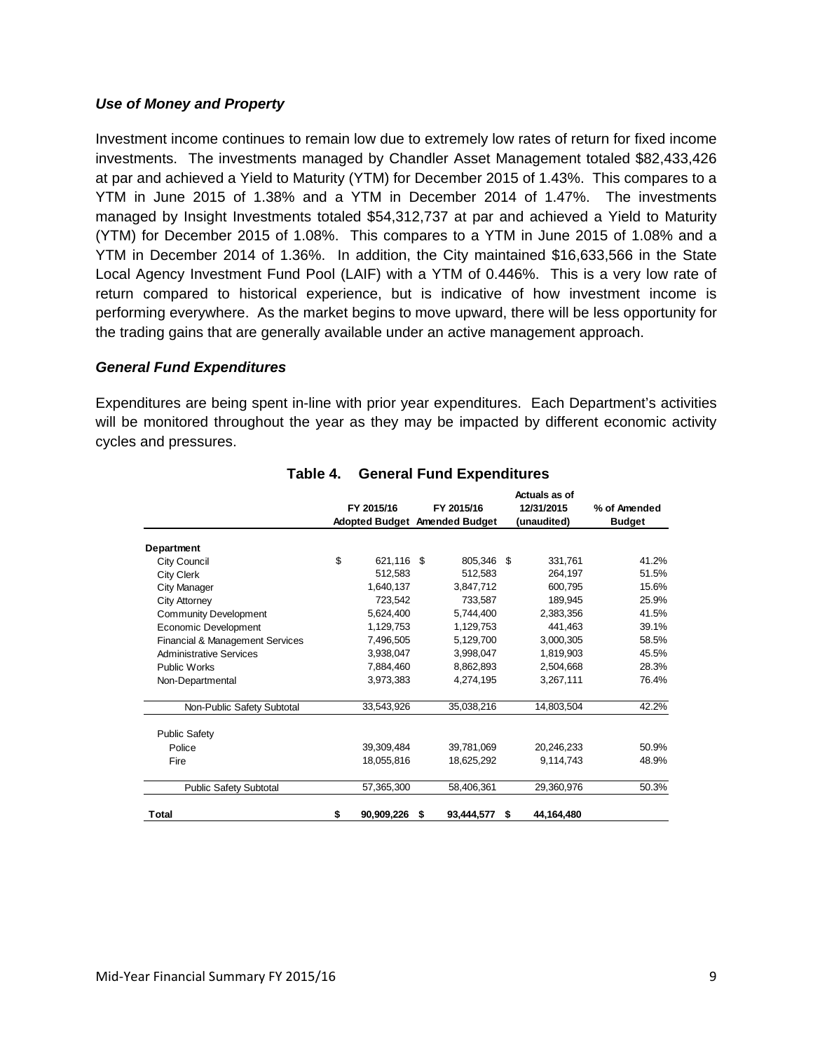### *Use of Money and Property*

Investment income continues to remain low due to extremely low rates of return for fixed income investments. The investments managed by Chandler Asset Management totaled $82,433,426 at par and achieved a Yield to Maturity (YTM) for December 2015 of 1.43%. This compares to a YTM in June 2015 of 1.38% and a YTM in December 2014 of 1.47%. The investments managed by Insight Investments totaled $54,312,737 at par and achieved a Yield to Maturity (YTM) for December 2015 of 1.08%. This compares to a YTM in June 2015 of 1.08% and a YTM in December 2014 of 1.36%. In addition, the City maintained $16,633,566 in the State Local Agency Investment Fund Pool (LAIF) with a YTM of 0.446%. This is a very low rate of return compared to historical experience, but is indicative of how investment income is performing everywhere. As the market begins to move upward, there will be less opportunity for the trading gains that are generally available under an active management approach.

### *General Fund Expenditures*

Expenditures are being spent in-line with prior year expenditures. Each Department's activities will be monitored throughout the year as they may be impacted by different economic activity cycles and pressures.

**Table 4. General Fund Expenditures**

| | FY 2015/16 Adopted Budget | FY 2015/16 Amended Budget | Actuals as of 12/31/2015 (unaudited) | % of Amended Budget |
|---|---|---|---|---|
| **Department** | | | | |
| City Council | $ 621,116 | $ 805,346 | $ 331,761 | 41.2% |
| City Clerk | 512,583 | 512,583 | 264,197 | 51.5% |
| City Manager | 1,640,137 | 3,847,712 | 600,795 | 15.6% |
| City Attorney | 723,542 | 733,587 | 189,945 | 25.9% |
| Community Development | 5,624,400 | 5,744,400 | 2,383,356 | 41.5% |
| Economic Development | 1,129,753 | 1,129,753 | 441,463 | 39.1% |
| Financial & Management Services | 7,496,505 | 5,129,700 | 3,000,305 | 58.5% |
| Administrative Services | 3,938,047 | 3,998,047 | 1,819,903 | 45.5% |
| Public Works | 7,884,460 | 8,862,893 | 2,504,668 | 28.3% |
| Non-Departmental | 3,973,383 | 4,274,195 | 3,267,111 | 76.4% |
| Non-Public Safety Subtotal | 33,543,926 | 35,038,216 | 14,803,504 | 42.2% |
| Public Safety | | | | |
| Police | 39,309,484 | 39,781,069 | 20,246,233 | 50.9% |
| Fire | 18,055,816 | 18,625,292 | 9,114,743 | 48.9% |
| Public Safety Subtotal | 57,365,300 | 58,406,361 | 29,360,976 | 50.3% |
| **Total** | **$ 90,909,226** | **$ 93,444,577** | **$ 44,164,480** | |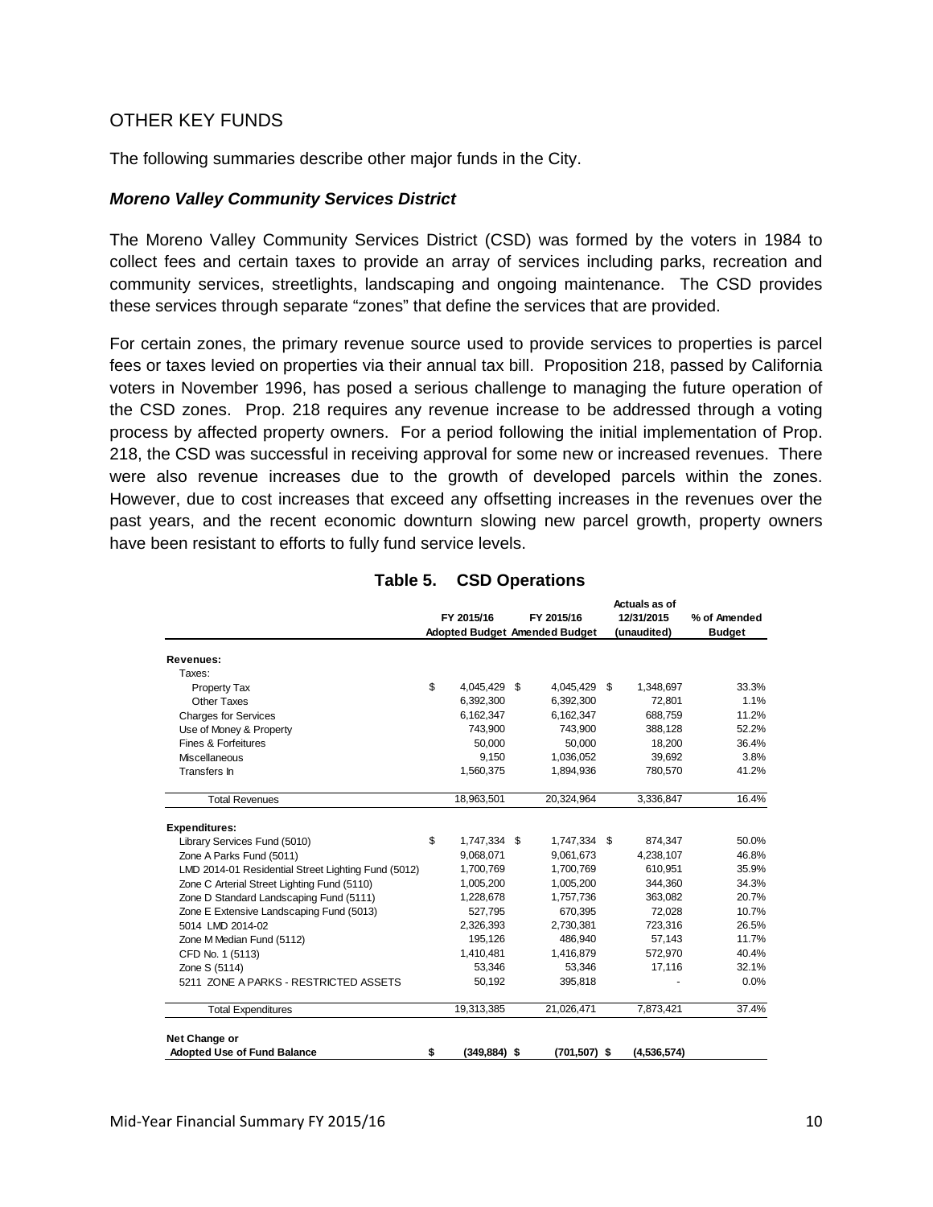## OTHER KEY FUNDS

The following summaries describe other major funds in the City.

### *Moreno Valley Community Services District*

The Moreno Valley Community Services District (CSD) was formed by the voters in 1984 to collect fees and certain taxes to provide an array of services including parks, recreation and community services, streetlights, landscaping and ongoing maintenance. The CSD provides these services through separate "zones" that define the services that are provided.

For certain zones, the primary revenue source used to provide services to properties is parcel fees or taxes levied on properties via their annual tax bill. Proposition 218, passed by California voters in November 1996, has posed a serious challenge to managing the future operation of the CSD zones. Prop. 218 requires any revenue increase to be addressed through a voting process by affected property owners. For a period following the initial implementation of Prop. 218, the CSD was successful in receiving approval for some new or increased revenues. There were also revenue increases due to the growth of developed parcels within the zones. However, due to cost increases that exceed any offsetting increases in the revenues over the past years, and the recent economic downturn slowing new parcel growth, property owners have been resistant to efforts to fully fund service levels.

**Table 5. CSD Operations**

| | FY 2015/16 Adopted Budget | FY 2015/16 Amended Budget | Actuals as of 12/31/2015 (unaudited) | % of Amended Budget |
|---|---|---|---|---|
| **Revenues:** | | | | |
| Taxes: | | | | |
| Property Tax | $ 4,045,429 | $ 4,045,429 | $ 1,348,697 | 33.3% |
| Other Taxes | 6,392,300 | 6,392,300 | 72,801 | 1.1% |
| Charges for Services | 6,162,347 | 6,162,347 | 688,759 | 11.2% |
| Use of Money & Property | 743,900 | 743,900 | 388,128 | 52.2% |
| Fines & Forfeitures | 50,000 | 50,000 | 18,200 | 36.4% |
| Miscellaneous | 9,150 | 1,036,052 | 39,692 | 3.8% |
| Transfers In | 1,560,375 | 1,894,936 | 780,570 | 41.2% |
| Total Revenues | 18,963,501 | 20,324,964 | 3,336,847 | 16.4% |
| **Expenditures:** | | | | |
| Library Services Fund (5010) | $ 1,747,334 | $ 1,747,334 | $ 874,347 | 50.0% |
| Zone A Parks Fund (5011) | 9,068,071 | 9,061,673 | 4,238,107 | 46.8% |
| LMD 2014-01 Residential Street Lighting Fund (5012) | 1,700,769 | 1,700,769 | 610,951 | 35.9% |
| Zone C Arterial Street Lighting Fund (5110) | 1,005,200 | 1,005,200 | 344,360 | 34.3% |
| Zone D Standard Landscaping Fund (5111) | 1,228,678 | 1,757,736 | 363,082 | 20.7% |
| Zone E Extensive Landscaping Fund (5013) | 527,795 | 670,395 | 72,028 | 10.7% |
| 5014 LMD 2014-02 | 2,326,393 | 2,730,381 | 723,316 | 26.5% |
| Zone M Median Fund (5112) | 195,126 | 486,940 | 57,143 | 11.7% |
| CFD No. 1 (5113) | 1,410,481 | 1,416,879 | 572,970 | 40.4% |
| Zone S (5114) | 53,346 | 53,346 | 17,116 | 32.1% |
| 5211 ZONE A PARKS - RESTRICTED ASSETS | 50,192 | 395,818 | - | 0.0% |
| Total Expenditures | 19,313,385 | 21,026,471 | 7,873,421 | 37.4% |
| **Net Change or Adopted Use of Fund Balance** | **$ (349,884)** | **$ (701,507)** | **$ (4,536,574)** | |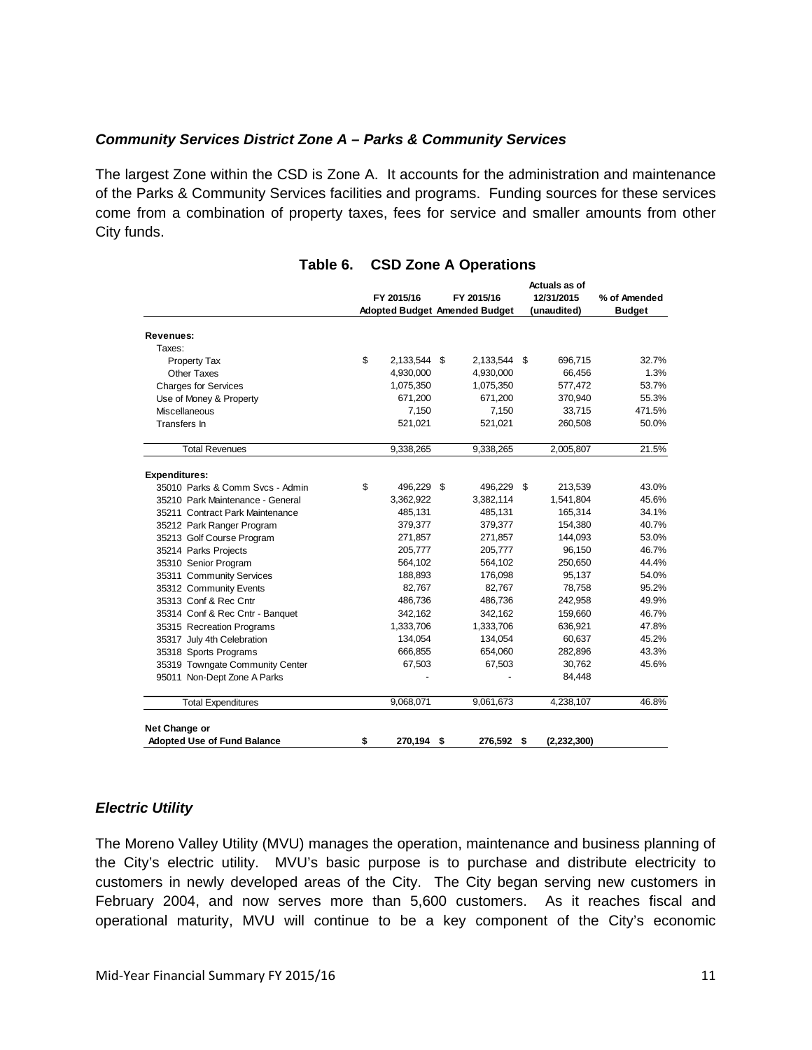### *Community Services District Zone A – Parks & Community Services*

The largest Zone within the CSD is Zone A. It accounts for the administration and maintenance of the Parks & Community Services facilities and programs. Funding sources for these services come from a combination of property taxes, fees for service and smaller amounts from other City funds.

**Table 6. CSD Zone A Operations**

| | FY 2015/16 Adopted Budget | FY 2015/16 Amended Budget | Actuals as of 12/31/2015 (unaudited) | % of Amended Budget |
|---|---|---|---|---|
| **Revenues:** | | | | |
| Taxes: | | | | |
| Property Tax | $ 2,133,544 | $ 2,133,544 | $ 696,715 | 32.7% |
| Other Taxes | 4,930,000 | 4,930,000 | 66,456 | 1.3% |
| Charges for Services | 1,075,350 | 1,075,350 | 577,472 | 53.7% |
| Use of Money & Property | 671,200 | 671,200 | 370,940 | 55.3% |
| Miscellaneous | 7,150 | 7,150 | 33,715 | 471.5% |
| Transfers In | 521,021 | 521,021 | 260,508 | 50.0% |
| Total Revenues | 9,338,265 | 9,338,265 | 2,005,807 | 21.5% |
| **Expenditures:** | | | | |
| 35010 Parks & Comm Svcs - Admin | $ 496,229 | $ 496,229 | $ 213,539 | 43.0% |
| 35210 Park Maintenance - General | 3,362,922 | 3,382,114 | 1,541,804 | 45.6% |
| 35211 Contract Park Maintenance | 485,131 | 485,131 | 165,314 | 34.1% |
| 35212 Park Ranger Program | 379,377 | 379,377 | 154,380 | 40.7% |
| 35213 Golf Course Program | 271,857 | 271,857 | 144,093 | 53.0% |
| 35214 Parks Projects | 205,777 | 205,777 | 96,150 | 46.7% |
| 35310 Senior Program | 564,102 | 564,102 | 250,650 | 44.4% |
| 35311 Community Services | 188,893 | 176,098 | 95,137 | 54.0% |
| 35312 Community Events | 82,767 | 82,767 | 78,758 | 95.2% |
| 35313 Conf & Rec Cntr | 486,736 | 486,736 | 242,958 | 49.9% |
| 35314 Conf & Rec Cntr - Banquet | 342,162 | 342,162 | 159,660 | 46.7% |
| 35315 Recreation Programs | 1,333,706 | 1,333,706 | 636,921 | 47.8% |
| 35317 July 4th Celebration | 134,054 | 134,054 | 60,637 | 45.2% |
| 35318 Sports Programs | 666,855 | 654,060 | 282,896 | 43.3% |
| 35319 Towngate Community Center | 67,503 | 67,503 | 30,762 | 45.6% |
| 95011 Non-Dept Zone A Parks | - | - | 84,448 | |
| Total Expenditures | 9,068,071 | 9,061,673 | 4,238,107 | 46.8% |
| **Net Change or Adopted Use of Fund Balance** | **$ 270,194** | **$ 276,592** | **$ (2,232,300)** | |

### *Electric Utility*

The Moreno Valley Utility (MVU) manages the operation, maintenance and business planning of the City's electric utility. MVU's basic purpose is to purchase and distribute electricity to customers in newly developed areas of the City. The City began serving new customers in February 2004, and now serves more than 5,600 customers. As it reaches fiscal and operational maturity, MVU will continue to be a key component of the City's economic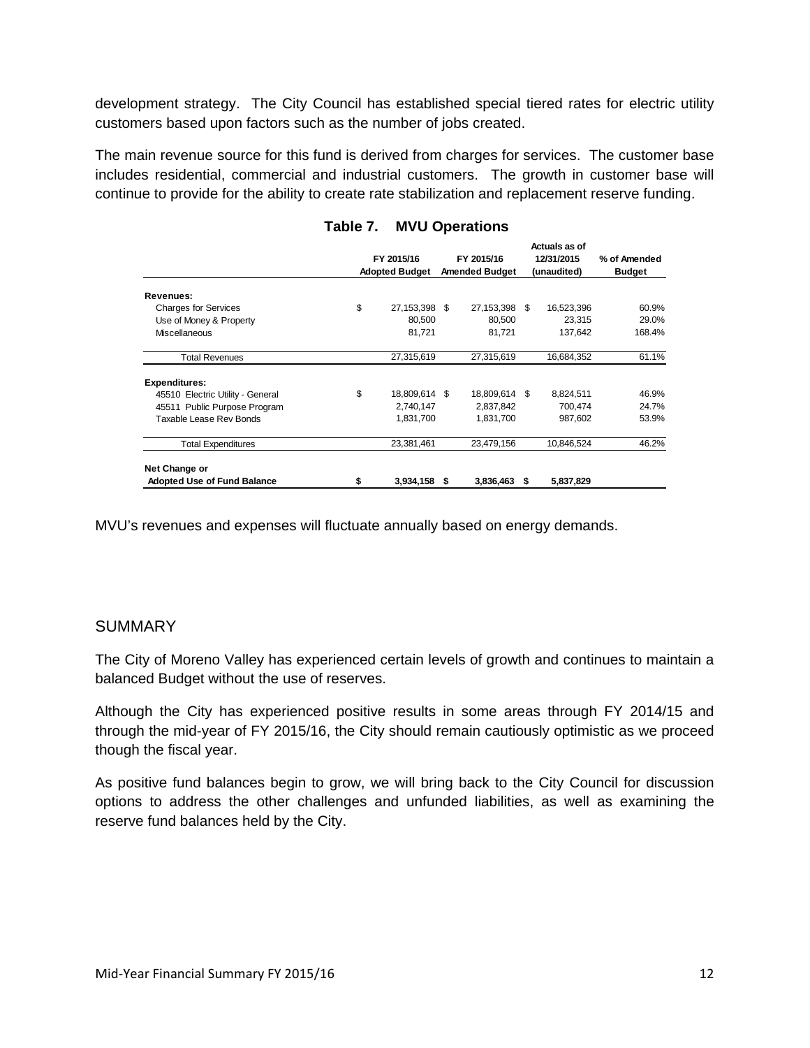development strategy. The City Council has established special tiered rates for electric utility customers based upon factors such as the number of jobs created.

The main revenue source for this fund is derived from charges for services. The customer base includes residential, commercial and industrial customers. The growth in customer base will continue to provide for the ability to create rate stabilization and replacement reserve funding.

**Table 7. MVU Operations**

| | FY 2015/16 Adopted Budget | FY 2015/16 Amended Budget | Actuals as of 12/31/2015 (unaudited) | % of Amended Budget |
|---|---|---|---|---|
| **Revenues:** | | | | |
| Charges for Services | $ 27,153,398 | $ 27,153,398 | $ 16,523,396 | 60.9% |
| Use of Money & Property | 80,500 | 80,500 | 23,315 | 29.0% |
| Miscellaneous | 81,721 | 81,721 | 137,642 | 168.4% |
| Total Revenues | 27,315,619 | 27,315,619 | 16,684,352 | 61.1% |
| **Expenditures:** | | | | |
| 45510 Electric Utility - General | $ 18,809,614 | $ 18,809,614 | $ 8,824,511 | 46.9% |
| 45511 Public Purpose Program | 2,740,147 | 2,837,842 | 700,474 | 24.7% |
| Taxable Lease Rev Bonds | 1,831,700 | 1,831,700 | 987,602 | 53.9% |
| Total Expenditures | 23,381,461 | 23,479,156 | 10,846,524 | 46.2% |
| **Net Change or Adopted Use of Fund Balance** | **$ 3,934,158** | **$ 3,836,463** | **$ 5,837,829** | |

MVU's revenues and expenses will fluctuate annually based on energy demands.

## SUMMARY

The City of Moreno Valley has experienced certain levels of growth and continues to maintain a balanced Budget without the use of reserves.

Although the City has experienced positive results in some areas through FY 2014/15 and through the mid-year of FY 2015/16, the City should remain cautiously optimistic as we proceed though the fiscal year.

As positive fund balances begin to grow, we will bring back to the City Council for discussion options to address the other challenges and unfunded liabilities, as well as examining the reserve fund balances held by the City.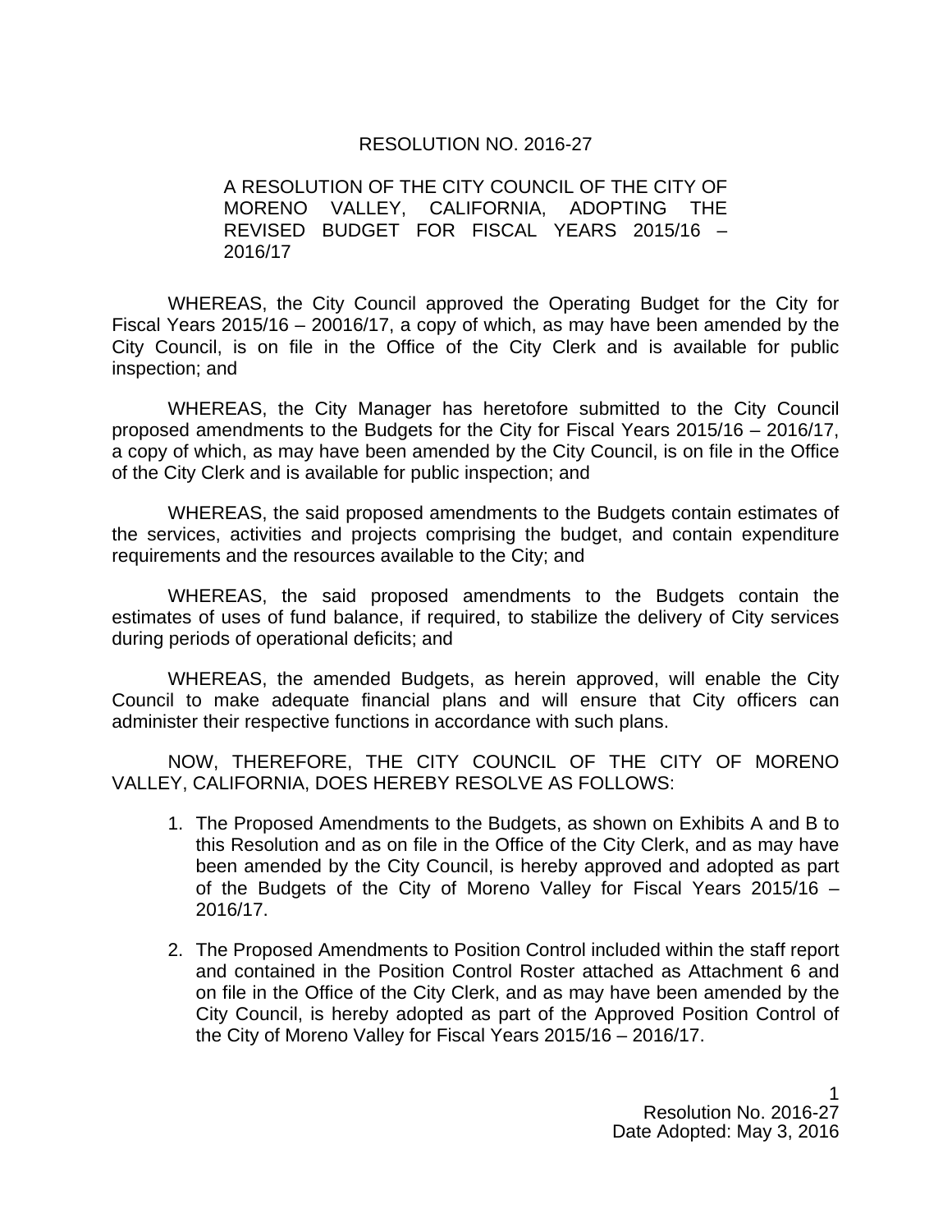RESOLUTION NO. 2016-27

A RESOLUTION OF THE CITY COUNCIL OF THE CITY OF MORENO VALLEY, CALIFORNIA, ADOPTING THE REVISED BUDGET FOR FISCAL YEARS 2015/16 – 2016/17

WHEREAS, the City Council approved the Operating Budget for the City for Fiscal Years 2015/16 – 20016/17, a copy of which, as may have been amended by the City Council, is on file in the Office of the City Clerk and is available for public inspection; and

WHEREAS, the City Manager has heretofore submitted to the City Council proposed amendments to the Budgets for the City for Fiscal Years 2015/16 – 2016/17, a copy of which, as may have been amended by the City Council, is on file in the Office of the City Clerk and is available for public inspection; and

WHEREAS, the said proposed amendments to the Budgets contain estimates of the services, activities and projects comprising the budget, and contain expenditure requirements and the resources available to the City; and

WHEREAS, the said proposed amendments to the Budgets contain the estimates of uses of fund balance, if required, to stabilize the delivery of City services during periods of operational deficits; and

WHEREAS, the amended Budgets, as herein approved, will enable the City Council to make adequate financial plans and will ensure that City officers can administer their respective functions in accordance with such plans.

NOW, THEREFORE, THE CITY COUNCIL OF THE CITY OF MORENO VALLEY, CALIFORNIA, DOES HEREBY RESOLVE AS FOLLOWS:

1. The Proposed Amendments to the Budgets, as shown on Exhibits A and B to this Resolution and as on file in the Office of the City Clerk, and as may have been amended by the City Council, is hereby approved and adopted as part of the Budgets of the City of Moreno Valley for Fiscal Years 2015/16 – 2016/17.

2. The Proposed Amendments to Position Control included within the staff report and contained in the Position Control Roster attached as Attachment 6 and on file in the Office of the City Clerk, and as may have been amended by the City Council, is hereby adopted as part of the Approved Position Control of the City of Moreno Valley for Fiscal Years 2015/16 – 2016/17.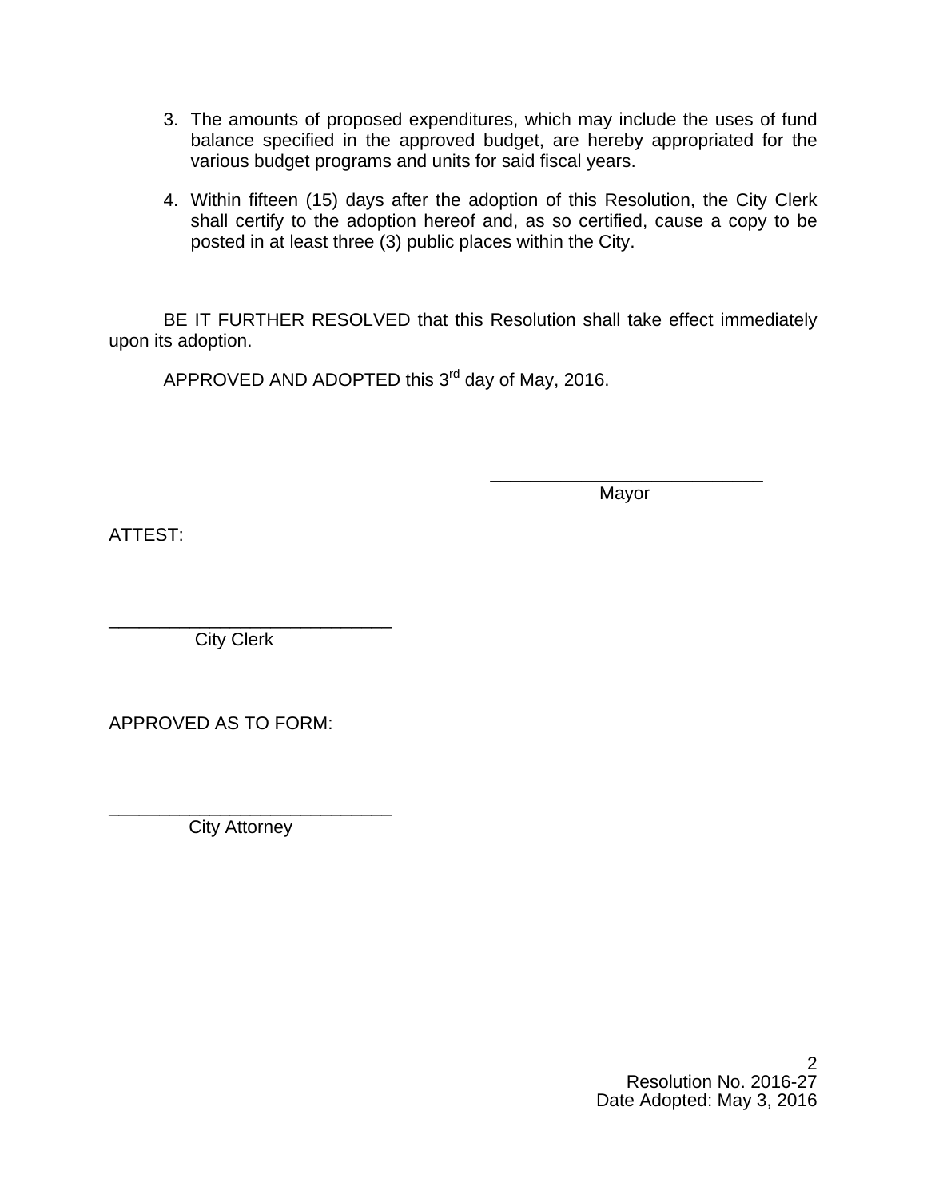3. The amounts of proposed expenditures, which may include the uses of fund balance specified in the approved budget, are hereby appropriated for the various budget programs and units for said fiscal years.

4. Within fifteen (15) days after the adoption of this Resolution, the City Clerk shall certify to the adoption hereof and, as so certified, cause a copy to be posted in at least three (3) public places within the City.

BE IT FURTHER RESOLVED that this Resolution shall take effect immediately upon its adoption.

APPROVED AND ADOPTED this 3rd day of May, 2016.

\_\_\_\_\_\_\_\_\_\_\_\_\_\_\_\_\_\_\_\_\_\_\_\_\_\_\_\_
Mayor

ATTEST:

\_\_\_\_\_\_\_\_\_\_\_\_\_\_\_\_\_\_\_\_\_\_\_\_\_\_\_\_
City Clerk

APPROVED AS TO FORM:

\_\_\_\_\_\_\_\_\_\_\_\_\_\_\_\_\_\_\_\_\_\_\_\_\_\_\_\_
City Attorney

Resolution No. 2016-27
Date Adopted: May 3, 2016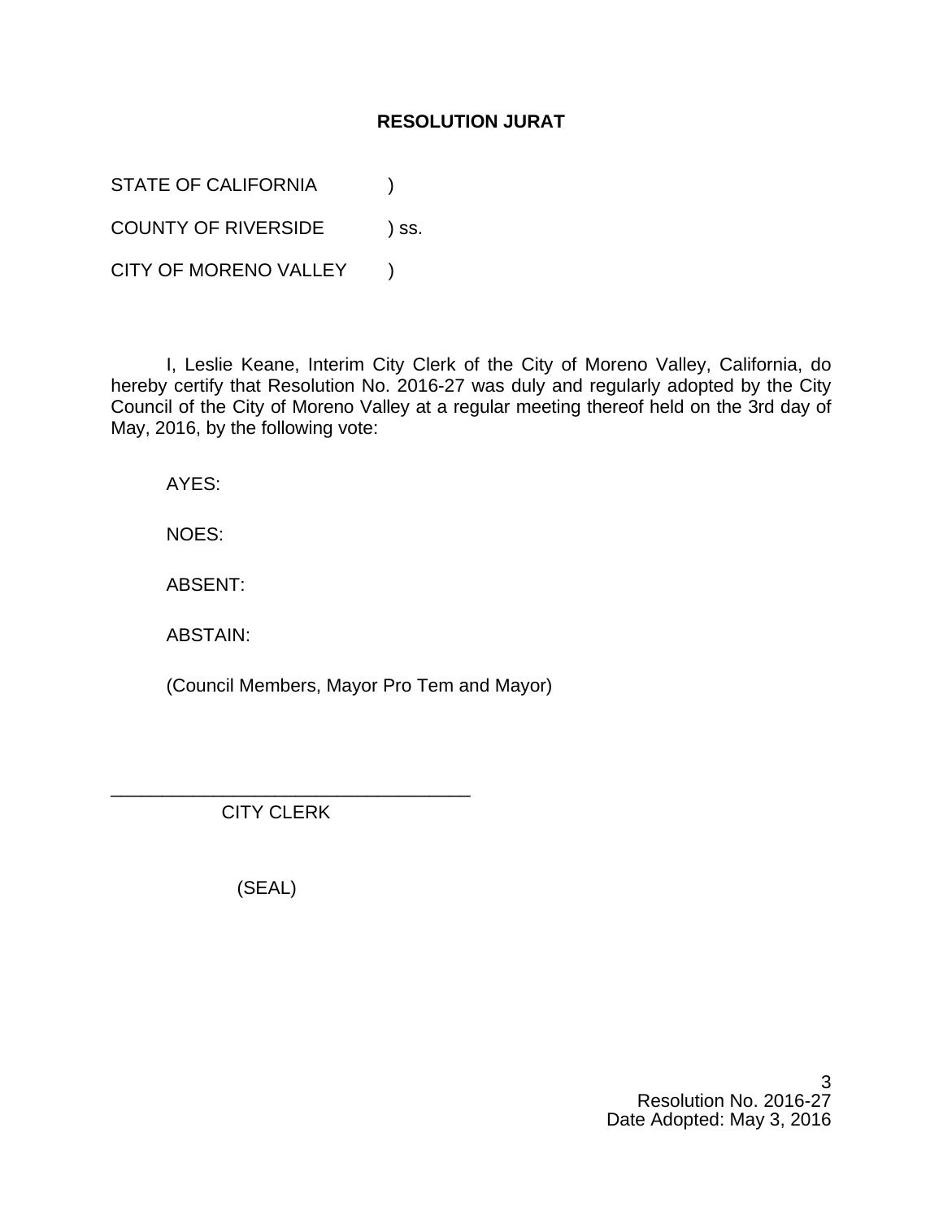**RESOLUTION JURAT**

STATE OF CALIFORNIA )

COUNTY OF RIVERSIDE ) ss.

CITY OF MORENO VALLEY )

I, Leslie Keane, Interim City Clerk of the City of Moreno Valley, California, do hereby certify that Resolution No. 2016-27 was duly and regularly adopted by the City Council of the City of Moreno Valley at a regular meeting thereof held on the 3rd day of May, 2016, by the following vote:

AYES:

NOES:

ABSENT:

ABSTAIN:

(Council Members, Mayor Pro Tem and Mayor)

\_\_\_\_\_\_\_\_\_\_\_\_\_\_\_\_\_\_\_\_\_\_\_\_\_\_\_\_\_\_\_\_\_\_\_

CITY CLERK

(SEAL)

Resolution No. 2016-27
Date Adopted: May 3, 2016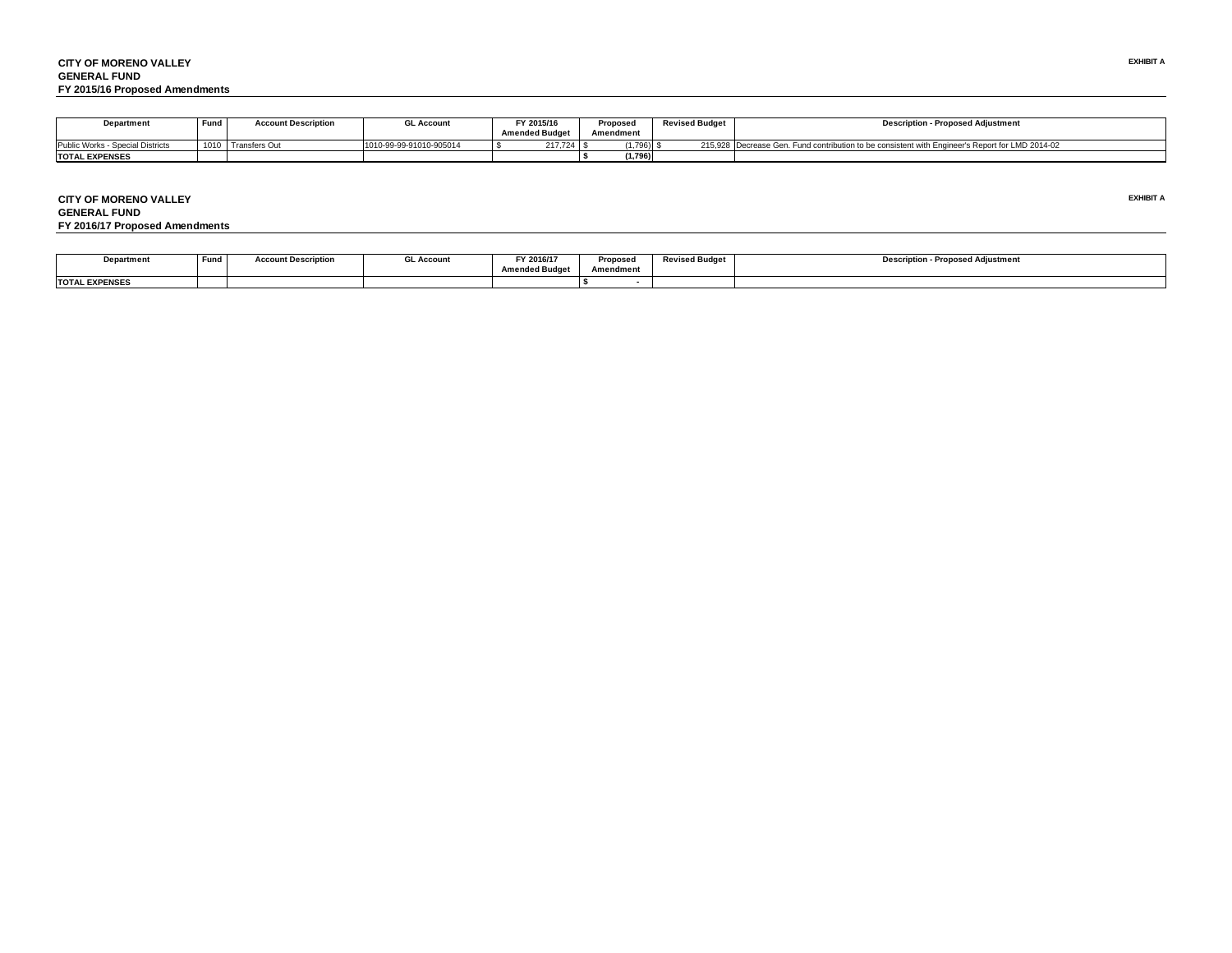**CITY OF MORENO VALLEY**
**GENERAL FUND**
**FY 2015/16 Proposed Amendments**

**EXHIBIT A**

| Department | Fund | Account Description | GL Account | FY 2015/16 Amended Budget | Proposed Amendment | Revised Budget | Description - Proposed Adjustment |
|---|---|---|---|---|---|---|---|
| Public Works - Special Districts | 1010 | Transfers Out | 1010-99-99-91010-905014 | $ 217,724 | $ (1,796) | $ 215,928 | Decrease Gen. Fund contribution to be consistent with Engineer's Report for LMD 2014-02 |
| **TOTAL EXPENSES** | | | | | **$ (1,796)** | | |

**CITY OF MORENO VALLEY**
**GENERAL FUND**
**FY 2016/17 Proposed Amendments**

**EXHIBIT A**

| Department | Fund | Account Description | GL Account | FY 2016/17 Amended Budget | Proposed Amendment | Revised Budget | Description - Proposed Adjustment |
|---|---|---|---|---|---|---|---|
| **TOTAL EXPENSES** | | | | | **$ -** | | |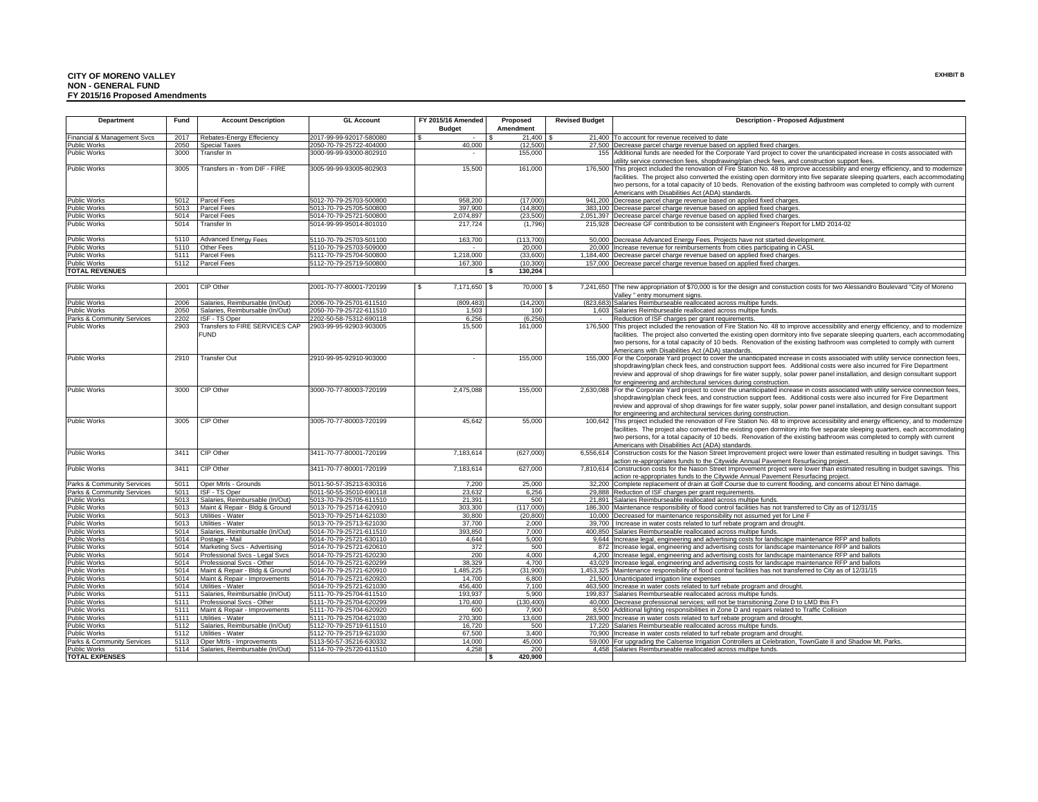**CITY OF MORENO VALLEY**
**NON - GENERAL FUND**
**FY 2015/16 Proposed Amendments**

**EXHIBIT B**

| Department | Fund | Account Description | GL Account | FY 2015/16 Amended Budget | Proposed Amendment | Revised Budget | Description - Proposed Adjustment |
|---|---|---|---|---|---|---|---|
| Financial & Management Svcs | 2017 | Rebates-Energy Effeciency | 2017-99-99-92017-580080 | $ - | $ 21,400 | $ 21,400 | To account for revenue received to date |
| Public Works | 2050 | Special Taxes | 2050-70-79-25722-404000 | 40,000 | (12,500) | 27,500 | Decrease parcel charge revenue based on applied fixed charges. |
| Public Works | 3000 | Transfer In | 3000-99-99-93000-802910 | - | 155,000 | 155 | Additional funds are needed for the Corporate Yard project to cover the unanticipated increase in costs associated with utility service connection fees, shopdrawing/plan check fees, and construction support fees. |
| Public Works | 3005 | Transfers in - from DIF - FIRE | 3005-99-99-93005-802903 | 15,500 | 161,000 | 176,500 | This project included the renovation of Fire Station No. 48 to improve accessibility and energy efficiency, and to modernize facilities. The project also converted the existing open dormitory into five separate sleeping quarters, each accommodating two persons, for a total capacity of 10 beds. Renovation of the existing bathroom was completed to comply with current Americans with Disabilities Act (ADA) standards. |
| Public Works | 5012 | Parcel Fees | 5012-70-79-25703-500800 | 958,200 | (17,000) | 941,200 | Decrease parcel charge revenue based on applied fixed charges. |
| Public Works | 5013 | Parcel Fees | 5013-70-79-25705-500800 | 397,900 | (14,800) | 383,100 | Decrease parcel charge revenue based on applied fixed charges. |
| Public Works | 5014 | Parcel Fees | 5014-70-79-25721-500800 | 2,074,897 | (23,500) | 2,051,397 | Decrease parcel charge revenue based on applied fixed charges. |
| Public Works | 5014 | Transfer In | 5014-99-99-95014-801010 | 217,724 | (1,796) | 215,928 | Decrease GF contribution to be consistent with Engineer's Report for LMD 2014-02 |
| Public Works | 5110 | Advanced Energy Fees | 5110-70-79-25703-501100 | 163,700 | (113,700) | 50,000 | Decrease Advanced Energy Fees. Projects have not started development. |
| Public Works | 5110 | Other Fees | 5110-70-79-25703-509000 | - | 20,000 | 20,000 | Increase revenue for reimbursements from cities participating in CASL |
| Public Works | 5111 | Parcel Fees | 5111-70-79-25704-500800 | 1,218,000 | (33,600) | 1,184,400 | Decrease parcel charge revenue based on applied fixed charges. |
| Public Works | 5112 | Parcel Fees | 5112-70-79-25719-500800 | 167,300 | (10,300) | 157,000 | Decrease parcel charge revenue based on applied fixed charges. |
| **TOTAL REVENUES** | | | | | **$ 130,204** | | |
| Public Works | 2001 | CIP Other | 2001-70-77-80001-720199 | $ 7,171,650 | $ 70,000 | $ 7,241,650 | The new appropriation of $70,000 is for the design and constuction costs for two Alessandro Boulevard "City of Moreno Valley " entry monument signs. |
| Public Works | 2006 | Salaries, Reimbursable (In/Out) | 2006-70-79-25701-611510 | (809,483) | (14,200) | (823,683) | Salaries Reimburseable reallocated across multipe funds. |
| Public Works | 2050 | Salaries, Reimbursable (In/Out) | 2050-70-79-25722-611510 | 1,503 | 100 | 1,603 | Salaries Reimburseable reallocated across multipe funds. |
| Parks & Community Services | 2202 | ISF - TS Oper | 2202-50-58-75312-690118 | 6,256 | (6,256) | - | Reduction of ISF charges per grant requirements. |
| Public Works | 2903 | Transfers to FIRE SERVICES CAP FUND | 2903-99-95-92903-903005 | 15,500 | 161,000 | 176,500 | This project included the renovation of Fire Station No. 48 to improve accessibility and energy efficiency, and to modernize facilities. The project also converted the existing open dormitory into five separate sleeping quarters, each accommodating two persons, for a total capacity of 10 beds. Renovation of the existing bathroom was completed to comply with current Americans with Disabilities Act (ADA) standards. |
| Public Works | 2910 | Transfer Out | 2910-99-95-92910-903000 | - | 155,000 | 155,000 | For the Corporate Yard project to cover the unanticipated increase in costs associated with utility service connection fees, shopdrawing/plan check fees, and construction support fees. Additional costs were also incurred for Fire Department review and approval of shop drawings for fire water supply, solar power panel installation, and design consultant support for engineering and architectural services during construction. |
| Public Works | 3000 | CIP Other | 3000-70-77-80003-720199 | 2,475,088 | 155,000 | 2,630,088 | For the Corporate Yard project to cover the unanticipated increase in costs associated with utility service connection fees, shopdrawing/plan check fees, and construction support fees. Additional costs were also incurred for Fire Department review and approval of shop drawings for fire water supply, solar power panel installation, and design consultant support for engineering and architectural services during construction. |
| Public Works | 3005 | CIP Other | 3005-70-77-80003-720199 | 45,642 | 55,000 | 100,642 | This project included the renovation of Fire Station No. 48 to improve accessibility and energy efficiency, and to modernize facilities. The project also converted the existing open dormitory into five separate sleeping quarters, each accommodating two persons, for a total capacity of 10 beds. Renovation of the existing bathroom was completed to comply with current Americans with Disabilities Act (ADA) standards. |
| Public Works | 3411 | CIP Other | 3411-70-77-80001-720199 | 7,183,614 | (627,000) | 6,556,614 | Construction costs for the Nason Street Improvement project were lower than estimated resulting in budget savings. This action re-appropriates funds to the Citywide Annual Pavement Resurfacing project. |
| Public Works | 3411 | CIP Other | 3411-70-77-80001-720199 | 7,183,614 | 627,000 | 7,810,614 | Construction costs for the Nason Street Improvement project were lower than estimated resulting in budget savings. This action re-appropriates funds to the Citywide Annual Pavement Resurfacing project. |
| Parks & Community Services | 5011 | Oper Mtrls - Grounds | 5011-50-57-35213-630316 | 7,200 | 25,000 | 32,200 | Complete replacement of drain at Golf Course due to current flooding, and concerns about El Nino damage. |
| Parks & Community Services | 5011 | ISF - TS Oper | 5011-50-55-35010-690118 | 23,632 | 6,256 | 29,888 | Reduction of ISF charges per grant requirements. |
| Public Works | 5013 | Salaries, Reimbursable (In/Out) | 5013-70-79-25705-611510 | 21,391 | 500 | 21,891 | Salaries Reimburseable reallocated across multipe funds. |
| Public Works | 5013 | Maint & Repair - Bldg & Ground | 5013-70-79-25714-620910 | 303,300 | (117,000) | 186,300 | Maintenance responsibility of flood control facilities has not transferred to City as of 12/31/15 |
| Public Works | 5013 | Utilities - Water | 5013-70-79-25714-621030 | 30,800 | (20,800) | 10,000 | Decreased for maintenance responsibility not assumed yet for Line F |
| Public Works | 5013 | Utilities - Water | 5013-70-79-25713-621030 | 37,700 | 2,000 | 39,700 | Increase in water costs related to turf rebate program and drought. |
| Public Works | 5014 | Salaries, Reimbursable (In/Out) | 5014-70-79-25721-611510 | 393,850 | 7,000 | 400,850 | Salaries Reimburseable reallocated across multipe funds. |
| Public Works | 5014 | Postage - Mail | 5014-70-79-25721-630110 | 4,644 | 5,000 | 9,644 | Increase legal, engineering and advertising costs for landscape maintenance RFP and ballots |
| Public Works | 5014 | Marketing Svcs - Advertising | 5014-70-79-25721-620610 | 372 | 500 | 872 | Increase legal, engineering and advertising costs for landscape maintenance RFP and ballots |
| Public Works | 5014 | Professional Svcs - Legal Svcs | 5014-70-79-25721-620230 | 200 | 4,000 | 4,200 | Increase legal, engineering and advertising costs for landscape maintenance RFP and ballots |
| Public Works | 5014 | Professional Svcs - Other | 5014-70-79-25721-620299 | 38,329 | 4,700 | 43,029 | Increase legal, engineering and advertising costs for landscape maintenance RFP and ballots |
| Public Works | 5014 | Maint & Repair - Bldg & Ground | 5014-70-79-25721-620910 | 1,485,225 | (31,900) | 1,453,325 | Maintenance responsibility of flood control facilities has not transferred to City as of 12/31/15 |
| Public Works | 5014 | Maint & Repair - Improvements | 5014-70-79-25721-620920 | 14,700 | 6,800 | 21,500 | Unanticipated irrigation line expenses |
| Public Works | 5014 | Utilities - Water | 5014-70-79-25721-621030 | 456,400 | 7,100 | 463,500 | Increase in water costs related to turf rebate program and drought. |
| Public Works | 5111 | Salaries, Reimbursable (In/Out) | 5111-70-79-25704-611510 | 193,937 | 5,900 | 199,837 | Salaries Reimburseable reallocated across multipe funds. |
| Public Works | 5111 | Professional Svcs - Other | 5111-70-79-25704-620299 | 170,400 | (130,400) | 40,000 | Decrease professional services; will not be transitioning Zone D to LMD this FY |
| Public Works | 5111 | Maint & Repair - Improvements | 5111-70-79-25704-620920 | 600 | 7,900 | 8,500 | Additional lighting responsibilities in Zone D and repairs related to Traffic Collision |
| Public Works | 5111 | Utilities - Water | 5111-70-79-25704-621030 | 270,300 | 13,600 | 283,900 | Increase in water costs related to turf rebate program and drought. |
| Public Works | 5112 | Salaries, Reimbursable (In/Out) | 5112-70-79-25719-611510 | 16,720 | 500 | 17,220 | Salaries Reimburseable reallocated across multipe funds. |
| Public Works | 5112 | Utilities - Water | 5112-70-79-25719-621030 | 67,500 | 3,400 | 70,900 | Increase in water costs related to turf rebate program and drought. |
| Parks & Community Services | 5113 | Oper Mtrls - Improvements | 5113-50-57-35216-630332 | 14,000 | 45,000 | 59,000 | For upgrading the Calsense Irrigation Controllers at Celebration, TownGate II and Shadow Mt. Parks. |
| Public Works | 5114 | Salaries, Reimbursable (In/Out) | 5114-70-79-25720-611510 | 4,258 | 200 | 4,458 | Salaries Reimburseable reallocated across multipe funds. |
| **TOTAL EXPENSES** | | | | | **$ 420,900** | | |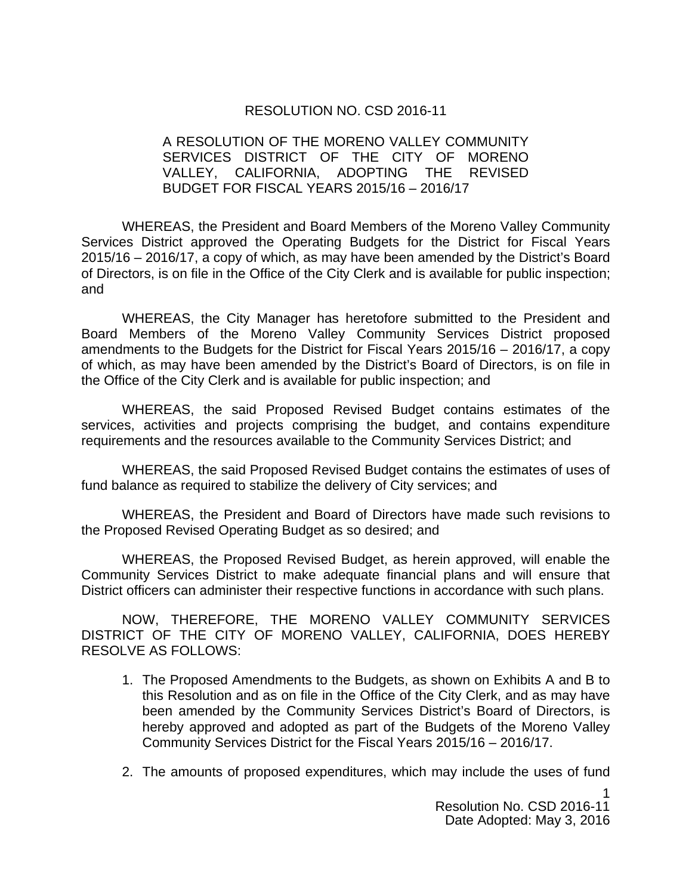# RESOLUTION NO. CSD 2016-11

**A RESOLUTION OF THE MORENO VALLEY COMMUNITY SERVICES DISTRICT OF THE CITY OF MORENO VALLEY, CALIFORNIA, ADOPTING THE REVISED BUDGET FOR FISCAL YEARS 2015/16 – 2016/17**

WHEREAS, the President and Board Members of the Moreno Valley Community Services District approved the Operating Budgets for the District for Fiscal Years 2015/16 – 2016/17, a copy of which, as may have been amended by the District's Board of Directors, is on file in the Office of the City Clerk and is available for public inspection; and

WHEREAS, the City Manager has heretofore submitted to the President and Board Members of the Moreno Valley Community Services District proposed amendments to the Budgets for the District for Fiscal Years 2015/16 – 2016/17, a copy of which, as may have been amended by the District's Board of Directors, is on file in the Office of the City Clerk and is available for public inspection; and

WHEREAS, the said Proposed Revised Budget contains estimates of the services, activities and projects comprising the budget, and contains expenditure requirements and the resources available to the Community Services District; and

WHEREAS, the said Proposed Revised Budget contains the estimates of uses of fund balance as required to stabilize the delivery of City services; and

WHEREAS, the President and Board of Directors have made such revisions to the Proposed Revised Operating Budget as so desired; and

WHEREAS, the Proposed Revised Budget, as herein approved, will enable the Community Services District to make adequate financial plans and will ensure that District officers can administer their respective functions in accordance with such plans.

NOW, THEREFORE, THE MORENO VALLEY COMMUNITY SERVICES DISTRICT OF THE CITY OF MORENO VALLEY, CALIFORNIA, DOES HEREBY RESOLVE AS FOLLOWS:

1. The Proposed Amendments to the Budgets, as shown on Exhibits A and B to this Resolution and as on file in the Office of the City Clerk, and as may have been amended by the Community Services District's Board of Directors, is hereby approved and adopted as part of the Budgets of the Moreno Valley Community Services District for the Fiscal Years 2015/16 – 2016/17.

2. The amounts of proposed expenditures, which may include the uses of fund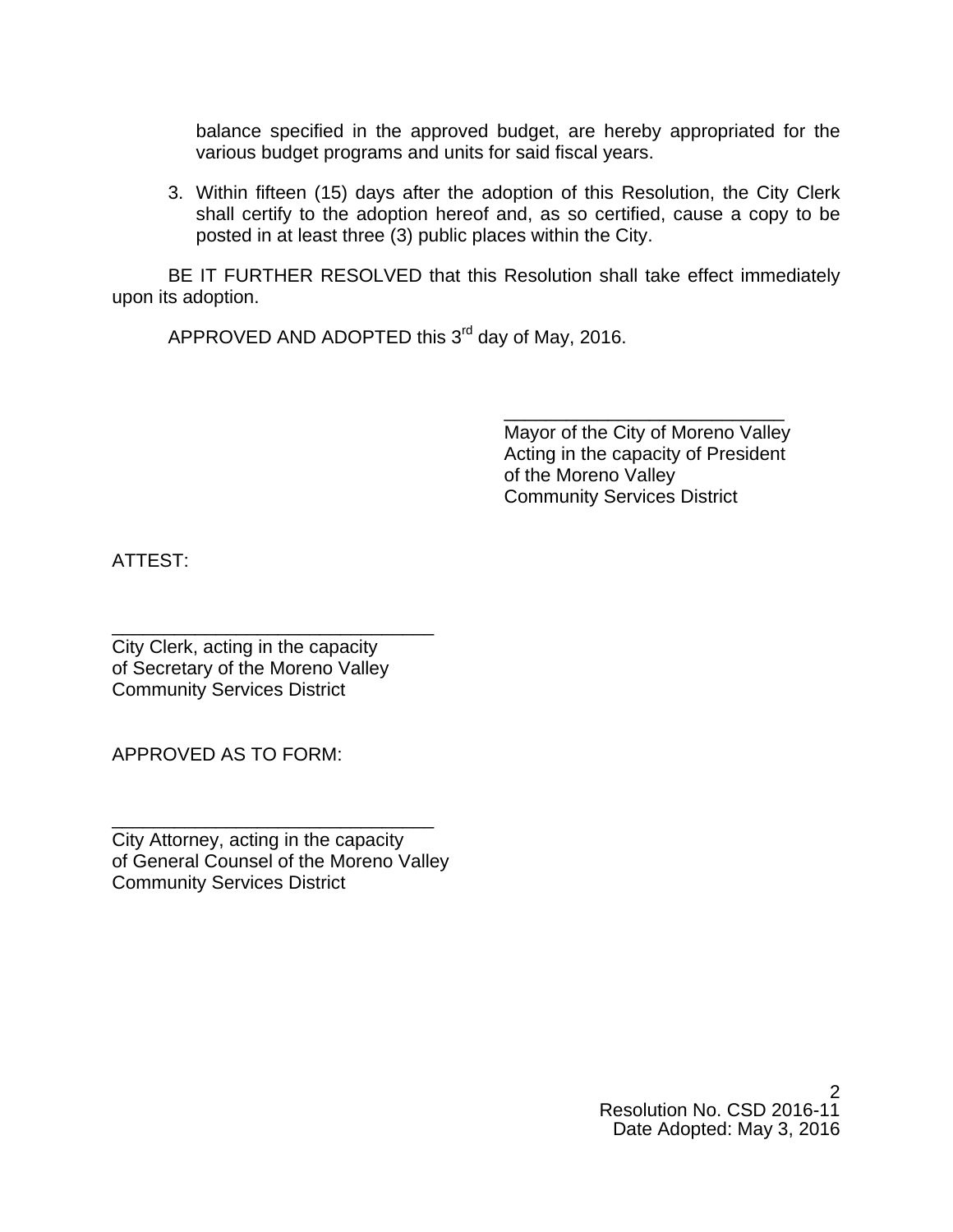balance specified in the approved budget, are hereby appropriated for the various budget programs and units for said fiscal years.

3. Within fifteen (15) days after the adoption of this Resolution, the City Clerk shall certify to the adoption hereof and, as so certified, cause a copy to be posted in at least three (3) public places within the City.

BE IT FURTHER RESOLVED that this Resolution shall take effect immediately upon its adoption.

APPROVED AND ADOPTED this 3rd day of May, 2016.

\_\_\_\_\_\_\_\_\_\_\_\_\_\_\_\_\_\_\_\_\_\_\_\_\_\_\_\_
Mayor of the City of Moreno Valley
Acting in the capacity of President
of the Moreno Valley
Community Services District

ATTEST:

\_\_\_\_\_\_\_\_\_\_\_\_\_\_\_\_\_\_\_\_\_\_\_\_\_\_\_\_\_\_\_\_
City Clerk, acting in the capacity
of Secretary of the Moreno Valley
Community Services District

APPROVED AS TO FORM:

\_\_\_\_\_\_\_\_\_\_\_\_\_\_\_\_\_\_\_\_\_\_\_\_\_\_\_\_\_\_\_\_
City Attorney, acting in the capacity
of General Counsel of the Moreno Valley
Community Services District

Resolution No. CSD 2016-11
Date Adopted: May 3, 2016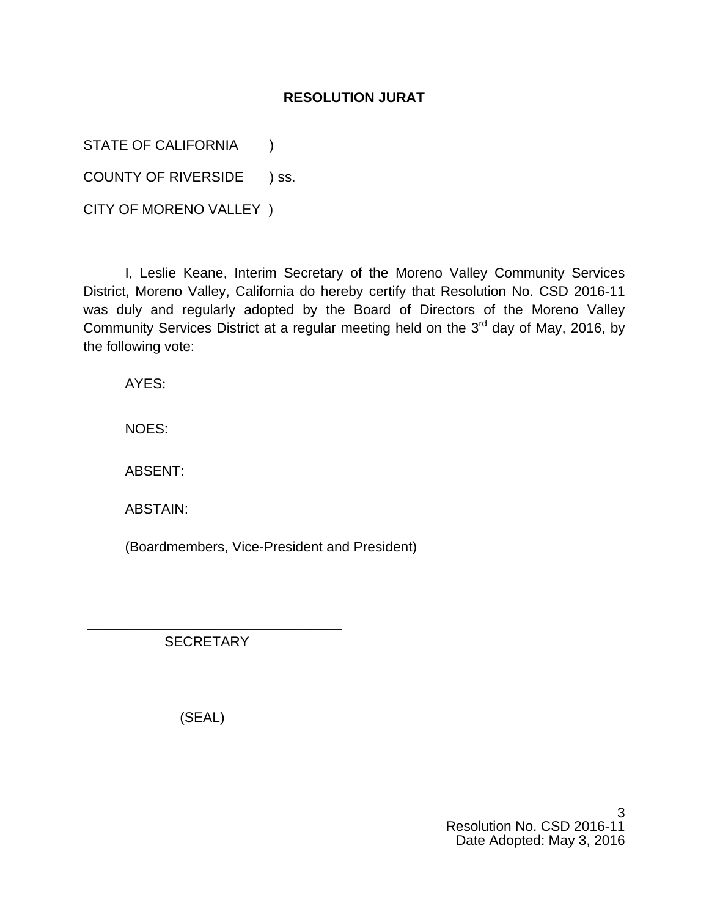**RESOLUTION JURAT**

STATE OF CALIFORNIA )

COUNTY OF RIVERSIDE ) ss.

CITY OF MORENO VALLEY )

I, Leslie Keane, Interim Secretary of the Moreno Valley Community Services District, Moreno Valley, California do hereby certify that Resolution No. CSD 2016-11 was duly and regularly adopted by the Board of Directors of the Moreno Valley Community Services District at a regular meeting held on the 3rd day of May, 2016, by the following vote:

AYES:

NOES:

ABSENT:

ABSTAIN:

(Boardmembers, Vice-President and President)

\_\_\_\_\_\_\_\_\_\_\_\_\_\_\_\_\_\_\_\_\_\_\_\_\_\_\_\_\_\_\_\_\_\_

SECRETARY

(SEAL)

Resolution No. CSD 2016-11
Date Adopted: May 3, 2016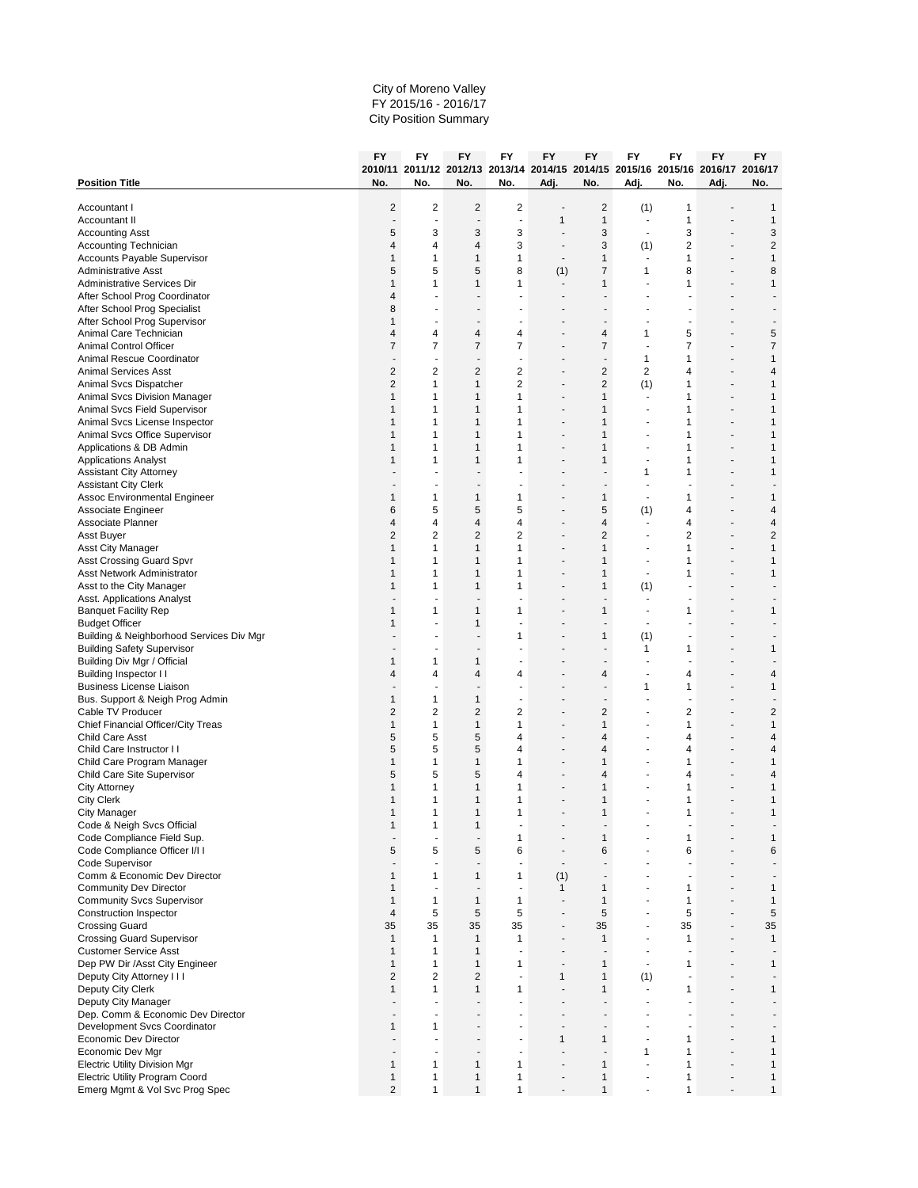City of Moreno Valley
FY 2015/16 - 2016/17
City Position Summary

| Position Title | FY 2010/11 No. | FY 2011/12 No. | FY 2012/13 No. | FY 2013/14 No. | FY 2014/15 Adj. | FY 2014/15 No. | FY 2015/16 Adj. | FY 2015/16 No. | FY 2016/17 Adj. | FY 2016/17 No. |
|---|---|---|---|---|---|---|---|---|---|---|
| Accountant I | 2 | 2 | 2 | 2 | - | 2 | (1) | 1 | - | 1 |
| Accountant II | - | - | - | - | 1 | 1 | - | 1 | - | 1 |
| Accounting Asst | 5 | 3 | 3 | 3 | - | 3 | - | 3 | - | 3 |
| Accounting Technician | 4 | 4 | 4 | 3 | - | 3 | (1) | 2 | - | 2 |
| Accounts Payable Supervisor | 1 | 1 | 1 | 1 | - | 1 | - | 1 | - | 1 |
| Administrative Asst | 5 | 5 | 5 | 8 | (1) | 7 | 1 | 8 | - | 8 |
| Administrative Services Dir | 1 | 1 | 1 | 1 | - | 1 | - | 1 | - | 1 |
| After School Prog Coordinator | 4 | - | - | - | - | - | - | - | - | - |
| After School Prog Specialist | 8 | - | - | - | - | - | - | - | - | - |
| After School Prog Supervisor | 1 | - | - | - | - | - | - | - | - | - |
| Animal Care Technician | 4 | 4 | 4 | 4 | - | 4 | 1 | 5 | - | 5 |
| Animal Control Officer | 7 | 7 | 7 | 7 | - | 7 | - | 7 | - | 7 |
| Animal Rescue Coordinator | - | - | - | - | - | - | 1 | 1 | - | 1 |
| Animal Services Asst | 2 | 2 | 2 | 2 | - | 2 | 2 | 4 | - | 4 |
| Animal Svcs Dispatcher | 2 | 1 | 1 | 2 | - | 2 | (1) | 1 | - | 1 |
| Animal Svcs Division Manager | 1 | 1 | 1 | 1 | - | 1 | - | 1 | - | 1 |
| Animal Svcs Field Supervisor | 1 | 1 | 1 | 1 | - | 1 | - | 1 | - | 1 |
| Animal Svcs License Inspector | 1 | 1 | 1 | 1 | - | 1 | - | 1 | - | 1 |
| Animal Svcs Office Supervisor | 1 | 1 | 1 | 1 | - | 1 | - | 1 | - | 1 |
| Applications & DB Admin | 1 | 1 | 1 | 1 | - | 1 | - | 1 | - | 1 |
| Applications Analyst | 1 | 1 | 1 | 1 | - | 1 | - | 1 | - | 1 |
| Assistant City Attorney | - | - | - | - | - | - | 1 | 1 | - | 1 |
| Assistant City Clerk | - | - | - | - | - | - | - | - | - | - |
| Assoc Environmental Engineer | 1 | 1 | 1 | 1 | - | 1 | - | 1 | - | 1 |
| Associate Engineer | 6 | 5 | 5 | 5 | - | 5 | (1) | 4 | - | 4 |
| Associate Planner | 4 | 4 | 4 | 4 | - | 4 | - | 4 | - | 4 |
| Asst Buyer | 2 | 2 | 2 | 2 | - | 2 | - | 2 | - | 2 |
| Asst City Manager | 1 | 1 | 1 | 1 | - | 1 | - | 1 | - | 1 |
| Asst Crossing Guard Spvr | 1 | 1 | 1 | 1 | - | 1 | - | 1 | - | 1 |
| Asst Network Administrator | 1 | 1 | 1 | 1 | - | 1 | - | 1 | - | 1 |
| Asst to the City Manager | 1 | 1 | 1 | 1 | - | 1 | (1) | - | - | - |
| Asst. Applications Analyst | - | - | - | - | - | - | - | - | - | - |
| Banquet Facility Rep | 1 | 1 | 1 | 1 | - | 1 | - | 1 | - | 1 |
| Budget Officer | 1 | - | 1 | - | - | - | - | - | - | - |
| Building & Neighborhood Services Div Mgr | - | - | - | 1 | - | 1 | (1) | - | - | - |
| Building Safety Supervisor | - | - | - | - | - | - | 1 | 1 | - | 1 |
| Building Div Mgr / Official | 1 | 1 | 1 | - | - | - | - | - | - | - |
| Building Inspector I I | 4 | 4 | 4 | 4 | - | 4 | - | 4 | - | 4 |
| Business License Liaison | - | - | - | - | - | - | 1 | 1 | - | 1 |
| Bus. Support & Neigh Prog Admin | 1 | 1 | 1 | - | - | - | - | - | - | - |
| Cable TV Producer | 2 | 2 | 2 | 2 | - | 2 | - | 2 | - | 2 |
| Chief Financial Officer/City Treas | 1 | 1 | 1 | 1 | - | 1 | - | 1 | - | 1 |
| Child Care Asst | 5 | 5 | 5 | 4 | - | 4 | - | 4 | - | 4 |
| Child Care Instructor I I | 5 | 5 | 5 | 4 | - | 4 | - | 4 | - | 4 |
| Child Care Program Manager | 1 | 1 | 1 | 1 | - | 1 | - | 1 | - | 1 |
| Child Care Site Supervisor | 5 | 5 | 5 | 4 | - | 4 | - | 4 | - | 4 |
| City Attorney | 1 | 1 | 1 | 1 | - | 1 | - | 1 | - | 1 |
| City Clerk | 1 | 1 | 1 | 1 | - | 1 | - | 1 | - | 1 |
| City Manager | 1 | 1 | 1 | 1 | - | 1 | - | 1 | - | 1 |
| Code & Neigh Svcs Official | 1 | 1 | 1 | - | - | - | - | - | - | - |
| Code Compliance Field Sup. | - | - | - | 1 | - | 1 | - | 1 | - | 1 |
| Code Compliance Officer I/I I | 5 | 5 | 5 | 6 | - | 6 | - | 6 | - | 6 |
| Code Supervisor | - | - | - | - | - | - | - | - | - | - |
| Comm & Economic Dev Director | 1 | 1 | 1 | 1 | (1) | - | - | - | - | - |
| Community Dev Director | 1 | - | - | - | 1 | 1 | - | 1 | - | 1 |
| Community Svcs Supervisor | 1 | 1 | 1 | 1 | - | 1 | - | 1 | - | 1 |
| Construction Inspector | 4 | 5 | 5 | 5 | - | 5 | - | 5 | - | 5 |
| Crossing Guard | 35 | 35 | 35 | 35 | - | 35 | - | 35 | - | 35 |
| Crossing Guard Supervisor | 1 | 1 | 1 | 1 | - | 1 | - | 1 | - | 1 |
| Customer Service Asst | 1 | 1 | 1 | - | - | - | - | - | - | - |
| Dep PW Dir /Asst City Engineer | 1 | 1 | 1 | 1 | - | 1 | - | 1 | - | 1 |
| Deputy City Attorney I I I | 2 | 2 | 2 | - | 1 | 1 | (1) | - | - | - |
| Deputy City Clerk | 1 | 1 | 1 | 1 | - | 1 | - | 1 | - | 1 |
| Deputy City Manager | - | - | - | - | - | - | - | - | - | - |
| Dep. Comm & Economic Dev Director | - | - | - | - | - | - | - | - | - | - |
| Development Svcs Coordinator | 1 | 1 | - | - | - | - | - | - | - | - |
| Economic Dev Director | - | - | - | - | 1 | 1 | - | 1 | - | 1 |
| Economic Dev Mgr | - | - | - | - | - | - | 1 | 1 | - | 1 |
| Electric Utility Division Mgr | 1 | 1 | 1 | 1 | - | 1 | - | 1 | - | 1 |
| Electric Utility Program Coord | 1 | 1 | 1 | 1 | - | 1 | - | 1 | - | 1 |
| Emerg Mgmt & Vol Svc Prog Spec | 2 | 1 | 1 | 1 | - | 1 | - | 1 | - | 1 |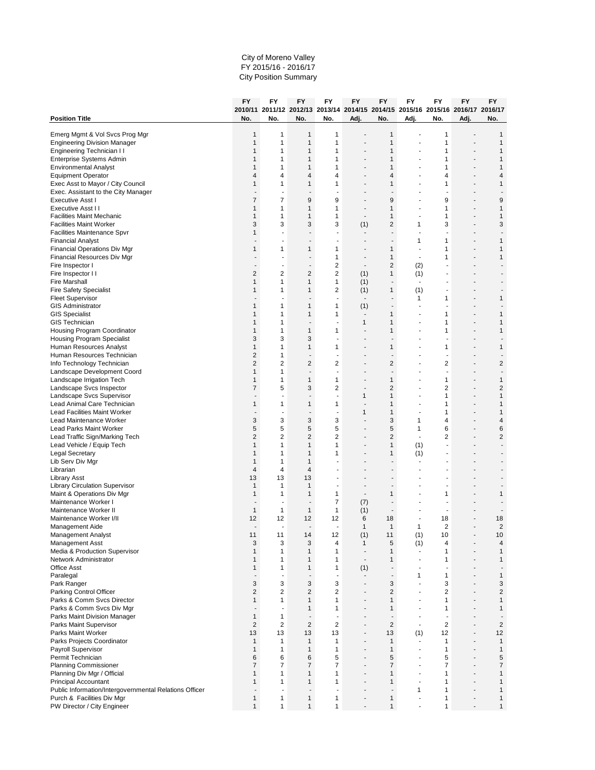City of Moreno Valley
FY 2015/16 - 2016/17
City Position Summary

| Position Title | FY 2010/11 No. | FY 2011/12 No. | FY 2012/13 No. | FY 2013/14 No. | FY 2014/15 Adj. | FY 2014/15 No. | FY 2015/16 Adj. | FY 2015/16 No. | FY 2016/17 Adj. | FY 2016/17 No. |
|---|---|---|---|---|---|---|---|---|---|---|
| Emerg Mgmt & Vol Svcs Prog Mgr | 1 | 1 | 1 | 1 | - | 1 | - | 1 | - | 1 |
| Engineering Division Manager | 1 | 1 | 1 | 1 | - | 1 | - | 1 | - | 1 |
| Engineering Technician I I | 1 | 1 | 1 | 1 | - | 1 | - | 1 | - | 1 |
| Enterprise Systems Admin | 1 | 1 | 1 | 1 | - | 1 | - | 1 | - | 1 |
| Environmental Analyst | 1 | 1 | 1 | 1 | - | 1 | - | 1 | - | 1 |
| Equipment Operator | 4 | 4 | 4 | 4 | - | 4 | - | 4 | - | 4 |
| Exec Asst to Mayor / City Council | 1 | 1 | 1 | 1 | - | 1 | - | 1 | - | 1 |
| Exec. Assistant to the City Manager | - | - | - | - | - | - | - | - | - | - |
| Executive Asst I | 7 | 7 | 9 | 9 | - | 9 | - | 9 | - | 9 |
| Executive Asst I I | 1 | 1 | 1 | 1 | - | 1 | - | 1 | - | 1 |
| Facilities Maint Mechanic | 1 | 1 | 1 | 1 | - | 1 | - | 1 | - | 1 |
| Facilities Maint Worker | 3 | 3 | 3 | 3 | (1) | 2 | 1 | 3 | - | 3 |
| Facilities Maintenance Spvr | 1 | - | - | - | - | - | - | - | - | - |
| Financial Analyst | - | - | - | - | - | - | 1 | 1 | - | 1 |
| Financial Operations Div Mgr | 1 | 1 | 1 | 1 | - | 1 | - | 1 | - | 1 |
| Financial Resources Div Mgr | - | - | - | 1 | - | 1 | - | 1 | - | 1 |
| Fire Inspector I | - | - | - | 2 | - | 2 | (2) | - | - | - |
| Fire Inspector I I | 2 | 2 | 2 | 2 | (1) | 1 | (1) | - | - | - |
| Fire Marshall | 1 | 1 | 1 | 1 | (1) | - | - | - | - | - |
| Fire Safety Specialist | 1 | 1 | 1 | 2 | (1) | 1 | (1) | - | - | - |
| Fleet Supervisor | - | - | - | - | - | - | 1 | 1 | - | 1 |
| GIS Administrator | 1 | 1 | 1 | 1 | (1) | - | - | - | - | - |
| GIS Specialist | 1 | 1 | 1 | 1 | - | 1 | - | 1 | - | 1 |
| GIS Technician | 1 | 1 | - | - | 1 | 1 | - | 1 | - | 1 |
| Housing Program Coordinator | 1 | 1 | 1 | 1 | - | 1 | - | 1 | - | 1 |
| Housing Program Specialist | 3 | 3 | 3 | - | - | - | - | - | - | - |
| Human Resources Analyst | 1 | 1 | 1 | 1 | - | 1 | - | 1 | - | 1 |
| Human Resources Technician | 2 | 1 | - | - | - | - | - | - | - | - |
| Info Technology Technician | 2 | 2 | 2 | 2 | - | 2 | - | 2 | - | 2 |
| Landscape Development Coord | 1 | 1 | - | - | - | - | - | - | - | - |
| Landscape Irrigation Tech | 1 | 1 | 1 | 1 | - | 1 | - | 1 | - | 1 |
| Landscape Svcs Inspector | 7 | 5 | 3 | 2 | - | 2 | - | 2 | - | 2 |
| Landscape Svcs Supervisor | - | - | - | - | 1 | 1 | - | 1 | - | 1 |
| Lead Animal Care Technician | 1 | 1 | 1 | 1 | - | 1 | - | 1 | - | 1 |
| Lead Facilities Maint Worker | - | - | - | - | 1 | 1 | - | 1 | - | 1 |
| Lead Maintenance Worker | 3 | 3 | 3 | 3 | - | 3 | 1 | 4 | - | 4 |
| Lead Parks Maint Worker | 5 | 5 | 5 | 5 | - | 5 | 1 | 6 | - | 6 |
| Lead Traffic Sign/Marking Tech | 2 | 2 | 2 | 2 | - | 2 | - | 2 | - | 2 |
| Lead Vehicle / Equip Tech | 1 | 1 | 1 | 1 | - | 1 | (1) | - | - | - |
| Legal Secretary | 1 | 1 | 1 | 1 | - | 1 | (1) | - | - | - |
| Lib Serv Div Mgr | 1 | 1 | 1 | - | - | - | - | - | - | - |
| Librarian | 4 | 4 | 4 | - | - | - | - | - | - | - |
| Library Asst | 13 | 13 | 13 | - | - | - | - | - | - | - |
| Library Circulation Supervisor | 1 | 1 | 1 | - | - | - | - | - | - | - |
| Maint & Operations Div Mgr | 1 | 1 | 1 | 1 | - | 1 | - | 1 | - | 1 |
| Maintenance Worker I | - | - | - | 7 | (7) | - | - | - | - | - |
| Maintenance Worker II | 1 | 1 | 1 | 1 | (1) | - | - | - | - | - |
| Maintenance Worker I/II | 12 | 12 | 12 | 12 | 6 | 18 | - | 18 | - | 18 |
| Management Aide | - | - | - | - | 1 | 1 | 1 | 2 | - | 2 |
| Management Analyst | 11 | 11 | 14 | 12 | (1) | 11 | (1) | 10 | - | 10 |
| Management Asst | 3 | 3 | 3 | 4 | 1 | 5 | (1) | 4 | - | 4 |
| Media & Production Supervisor | 1 | 1 | 1 | 1 | - | 1 | - | 1 | - | 1 |
| Network Administrator | 1 | 1 | 1 | 1 | - | 1 | - | 1 | - | 1 |
| Office Asst | 1 | 1 | 1 | 1 | (1) | - | - | - | - | - |
| Paralegal | - | - | - | - | - | - | 1 | 1 | - | 1 |
| Park Ranger | 3 | 3 | 3 | 3 | - | 3 | - | 3 | - | 3 |
| Parking Control Officer | 2 | 2 | 2 | 2 | - | 2 | - | 2 | - | 2 |
| Parks & Comm Svcs Director | 1 | 1 | 1 | 1 | - | 1 | - | 1 | - | 1 |
| Parks & Comm Svcs Div Mgr | - | - | 1 | 1 | - | 1 | - | 1 | - | 1 |
| Parks Maint Division Manager | 1 | 1 | - | - | - | - | - | - | - | - |
| Parks Maint Supervisor | 2 | 2 | 2 | 2 | - | 2 | - | 2 | - | 2 |
| Parks Maint Worker | 13 | 13 | 13 | 13 | - | 13 | (1) | 12 | - | 12 |
| Parks Projects Coordinator | 1 | 1 | 1 | 1 | - | 1 | - | 1 | - | 1 |
| Payroll Supervisor | 1 | 1 | 1 | 1 | - | 1 | - | 1 | - | 1 |
| Permit Technician | 6 | 6 | 6 | 5 | - | 5 | - | 5 | - | 5 |
| Planning Commissioner | 7 | 7 | 7 | 7 | - | 7 | - | 7 | - | 7 |
| Planning Div Mgr / Official | 1 | 1 | 1 | 1 | - | 1 | - | 1 | - | 1 |
| Principal Accountant | 1 | 1 | 1 | 1 | - | 1 | - | 1 | - | 1 |
| Public Information/Intergovernmental Relations Officer | - | - | - | - | - | - | 1 | 1 | - | 1 |
| Purch & Facilities Div Mgr | 1 | 1 | 1 | 1 | - | 1 | - | 1 | - | 1 |
| PW Director / City Engineer | 1 | 1 | 1 | 1 | - | 1 | - | 1 | - | 1 |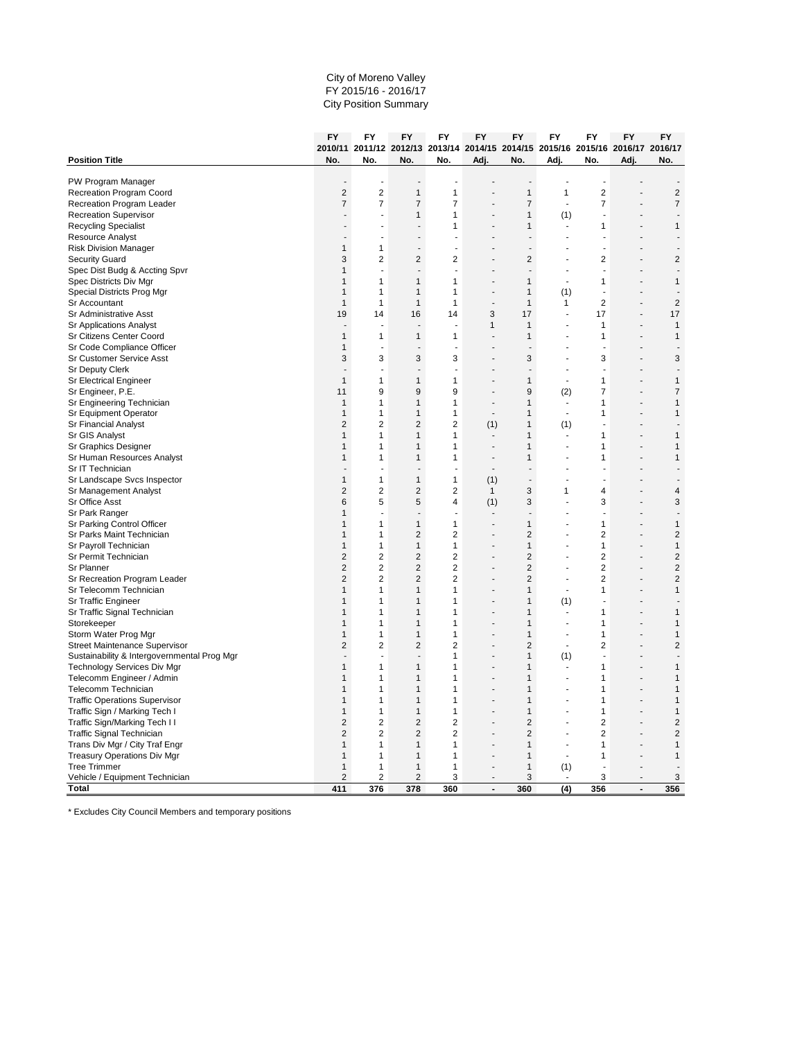City of Moreno Valley
FY 2015/16 - 2016/17
City Position Summary

| Position Title | FY 2010/11 No. | FY 2011/12 No. | FY 2012/13 No. | FY 2013/14 No. | FY 2014/15 Adj. | FY 2014/15 No. | FY 2015/16 Adj. | FY 2015/16 No. | FY 2016/17 Adj. | FY 2016/17 No. |
|---|---|---|---|---|---|---|---|---|---|---|
| PW Program Manager | - | - | - | - | - | - | - | - | - | - |
| Recreation Program Coord | 2 | 2 | 1 | 1 | - | 1 | 1 | 2 | - | 2 |
| Recreation Program Leader | 7 | 7 | 7 | 7 | - | 7 | - | 7 | - | 7 |
| Recreation Supervisor | - | - | 1 | 1 | - | 1 | (1) | - | - | - |
| Recycling Specialist | - | - | - | 1 | - | 1 | - | 1 | - | 1 |
| Resource Analyst | - | - | - | - | - | - | - | - | - | - |
| Risk Division Manager | 1 | 1 | - | - | - | - | - | - | - | - |
| Security Guard | 3 | 2 | 2 | 2 | - | 2 | - | 2 | - | 2 |
| Spec Dist Budg & Accting Spvr | 1 | - | - | - | - | - | - | - | - | - |
| Spec Districts Div Mgr | 1 | 1 | 1 | 1 | - | 1 | - | 1 | - | 1 |
| Special Districts Prog Mgr | 1 | 1 | 1 | 1 | - | 1 | (1) | - | - | - |
| Sr Accountant | 1 | 1 | 1 | 1 | - | 1 | 1 | 2 | - | 2 |
| Sr Administrative Asst | 19 | 14 | 16 | 14 | 3 | 17 | - | 17 | - | 17 |
| Sr Applications Analyst | - | - | - | - | 1 | 1 | - | 1 | - | 1 |
| Sr Citizens Center Coord | 1 | 1 | 1 | 1 | - | 1 | - | 1 | - | 1 |
| Sr Code Compliance Officer | 1 | - | - | - | - | - | - | - | - | - |
| Sr Customer Service Asst | 3 | 3 | 3 | 3 | - | 3 | - | 3 | - | 3 |
| Sr Deputy Clerk | - | - | - | - | - | - | - | - | - | - |
| Sr Electrical Engineer | 1 | 1 | 1 | 1 | - | 1 | - | 1 | - | 1 |
| Sr Engineer, P.E. | 11 | 9 | 9 | 9 | - | 9 | (2) | 7 | - | 7 |
| Sr Engineering Technician | 1 | 1 | 1 | 1 | - | 1 | - | 1 | - | 1 |
| Sr Equipment Operator | 1 | 1 | 1 | 1 | - | 1 | - | 1 | - | 1 |
| Sr Financial Analyst | 2 | 2 | 2 | 2 | (1) | 1 | (1) | - | - | - |
| Sr GIS Analyst | 1 | 1 | 1 | 1 | - | 1 | - | 1 | - | 1 |
| Sr Graphics Designer | 1 | 1 | 1 | 1 | - | 1 | - | 1 | - | 1 |
| Sr Human Resources Analyst | 1 | 1 | 1 | 1 | - | 1 | - | 1 | - | 1 |
| Sr IT Technician | - | - | - | - | - | - | - | - | - | - |
| Sr Landscape Svcs Inspector | 1 | 1 | 1 | 1 | (1) | - | - | - | - | - |
| Sr Management Analyst | 2 | 2 | 2 | 2 | 1 | 3 | 1 | 4 | - | 4 |
| Sr Office Asst | 6 | 5 | 5 | 4 | (1) | 3 | - | 3 | - | 3 |
| Sr Park Ranger | 1 | - | - | - | - | - | - | - | - | - |
| Sr Parking Control Officer | 1 | 1 | 1 | 1 | - | 1 | - | 1 | - | 1 |
| Sr Parks Maint Technician | 1 | 1 | 2 | 2 | - | 2 | - | 2 | - | 2 |
| Sr Payroll Technician | 1 | 1 | 1 | 1 | - | 1 | - | 1 | - | 1 |
| Sr Permit Technician | 2 | 2 | 2 | 2 | - | 2 | - | 2 | - | 2 |
| Sr Planner | 2 | 2 | 2 | 2 | - | 2 | - | 2 | - | 2 |
| Sr Recreation Program Leader | 2 | 2 | 2 | 2 | - | 2 | - | 2 | - | 2 |
| Sr Telecomm Technician | 1 | 1 | 1 | 1 | - | 1 | - | 1 | - | 1 |
| Sr Traffic Engineer | 1 | 1 | 1 | 1 | - | 1 | (1) | - | - | - |
| Sr Traffic Signal Technician | 1 | 1 | 1 | 1 | - | 1 | - | 1 | - | 1 |
| Storekeeper | 1 | 1 | 1 | 1 | - | 1 | - | 1 | - | 1 |
| Storm Water Prog Mgr | 1 | 1 | 1 | 1 | - | 1 | - | 1 | - | 1 |
| Street Maintenance Supervisor | 2 | 2 | 2 | 2 | - | 2 | - | 2 | - | 2 |
| Sustainability & Intergovernmental Prog Mgr | - | - | - | 1 | - | 1 | (1) | - | - | - |
| Technology Services Div Mgr | 1 | 1 | 1 | 1 | - | 1 | - | 1 | - | 1 |
| Telecomm Engineer / Admin | 1 | 1 | 1 | 1 | - | 1 | - | 1 | - | 1 |
| Telecomm Technician | 1 | 1 | 1 | 1 | - | 1 | - | 1 | - | 1 |
| Traffic Operations Supervisor | 1 | 1 | 1 | 1 | - | 1 | - | 1 | - | 1 |
| Traffic Sign / Marking Tech I | 1 | 1 | 1 | 1 | - | 1 | - | 1 | - | 1 |
| Traffic Sign/Marking Tech I I | 2 | 2 | 2 | 2 | - | 2 | - | 2 | - | 2 |
| Traffic Signal Technician | 2 | 2 | 2 | 2 | - | 2 | - | 2 | - | 2 |
| Trans Div Mgr / City Traf Engr | 1 | 1 | 1 | 1 | - | 1 | - | 1 | - | 1 |
| Treasury Operations Div Mgr | 1 | 1 | 1 | 1 | - | 1 | - | 1 | - | 1 |
| Tree Trimmer | 1 | 1 | 1 | 1 | - | 1 | (1) | - | - | - |
| Vehicle / Equipment Technician | 2 | 2 | 2 | 3 | - | 3 | - | 3 | - | 3 |
| **Total** | **411** | **376** | **378** | **360** | **-** | **360** | **(4)** | **356** | **-** | **356** |

* Excludes City Council Members and temporary positions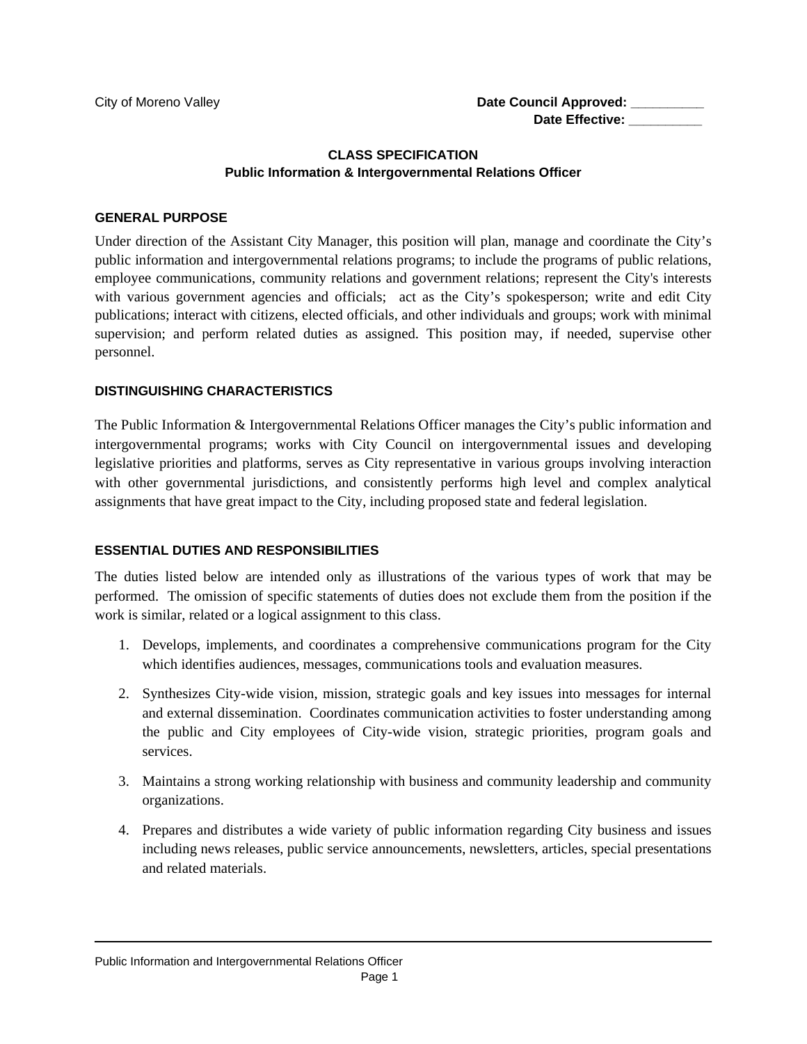City of Moreno Valley

**Date Council Approved: __________**
**Date Effective: __________**

## CLASS SPECIFICATION
## Public Information & Intergovernmental Relations Officer

### GENERAL PURPOSE

Under direction of the Assistant City Manager, this position will plan, manage and coordinate the City's public information and intergovernmental relations programs; to include the programs of public relations, employee communications, community relations and government relations; represent the City's interests with various government agencies and officials; act as the City's spokesperson; write and edit City publications; interact with citizens, elected officials, and other individuals and groups; work with minimal supervision; and perform related duties as assigned. This position may, if needed, supervise other personnel.

### DISTINGUISHING CHARACTERISTICS

The Public Information & Intergovernmental Relations Officer manages the City's public information and intergovernmental programs; works with City Council on intergovernmental issues and developing legislative priorities and platforms, serves as City representative in various groups involving interaction with other governmental jurisdictions, and consistently performs high level and complex analytical assignments that have great impact to the City, including proposed state and federal legislation.

### ESSENTIAL DUTIES AND RESPONSIBILITIES

The duties listed below are intended only as illustrations of the various types of work that may be performed. The omission of specific statements of duties does not exclude them from the position if the work is similar, related or a logical assignment to this class.

1. Develops, implements, and coordinates a comprehensive communications program for the City which identifies audiences, messages, communications tools and evaluation measures.
2. Synthesizes City-wide vision, mission, strategic goals and key issues into messages for internal and external dissemination. Coordinates communication activities to foster understanding among the public and City employees of City-wide vision, strategic priorities, program goals and services.
3. Maintains a strong working relationship with business and community leadership and community organizations.
4. Prepares and distributes a wide variety of public information regarding City business and issues including news releases, public service announcements, newsletters, articles, special presentations and related materials.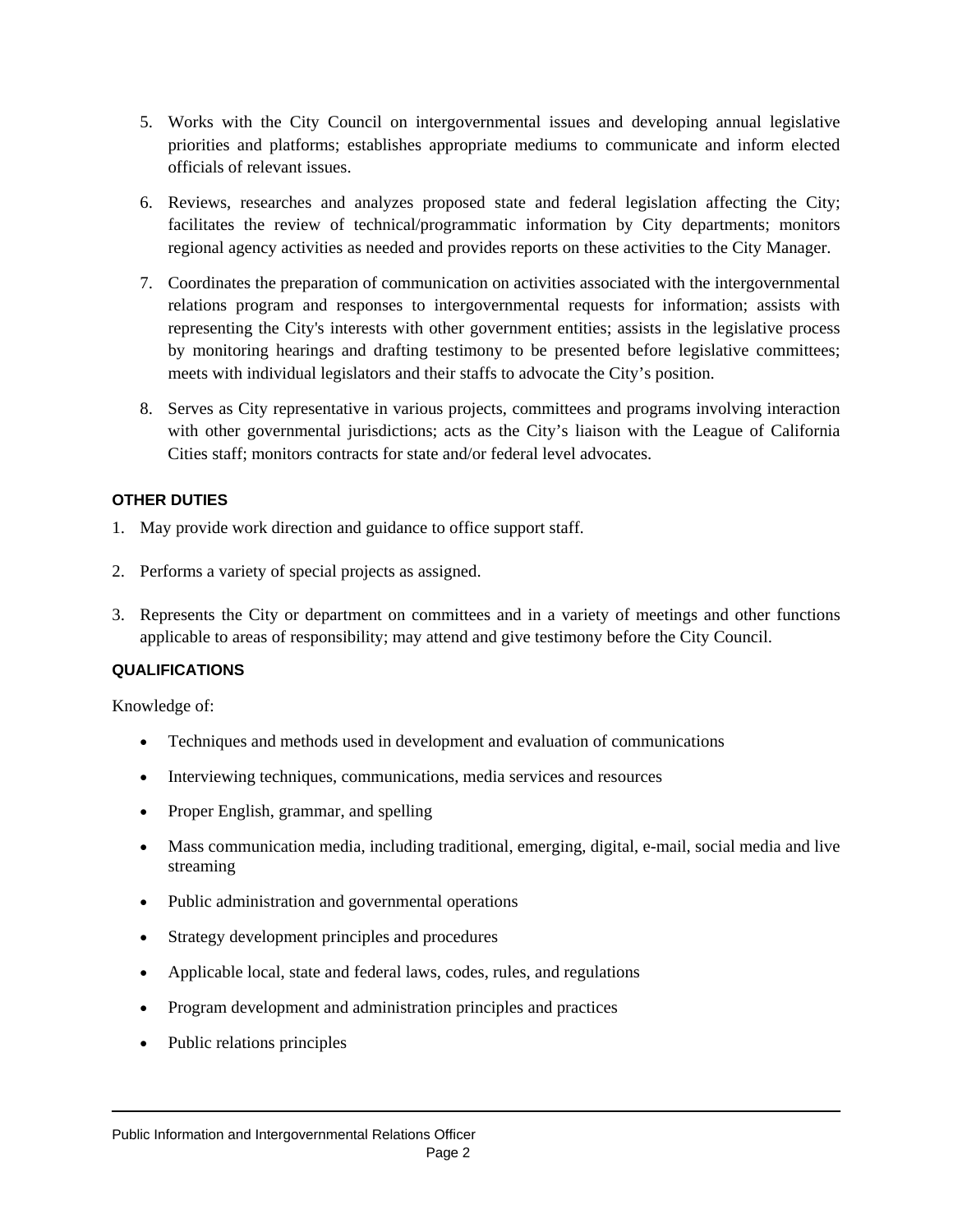5. Works with the City Council on intergovernmental issues and developing annual legislative priorities and platforms; establishes appropriate mediums to communicate and inform elected officials of relevant issues.

6. Reviews, researches and analyzes proposed state and federal legislation affecting the City; facilitates the review of technical/programmatic information by City departments; monitors regional agency activities as needed and provides reports on these activities to the City Manager.

7. Coordinates the preparation of communication on activities associated with the intergovernmental relations program and responses to intergovernmental requests for information; assists with representing the City's interests with other government entities; assists in the legislative process by monitoring hearings and drafting testimony to be presented before legislative committees; meets with individual legislators and their staffs to advocate the City's position.

8. Serves as City representative in various projects, committees and programs involving interaction with other governmental jurisdictions; acts as the City's liaison with the League of California Cities staff; monitors contracts for state and/or federal level advocates.

## OTHER DUTIES

1. May provide work direction and guidance to office support staff.

2. Performs a variety of special projects as assigned.

3. Represents the City or department on committees and in a variety of meetings and other functions applicable to areas of responsibility; may attend and give testimony before the City Council.

## QUALIFICATIONS

Knowledge of:

- Techniques and methods used in development and evaluation of communications
- Interviewing techniques, communications, media services and resources
- Proper English, grammar, and spelling
- Mass communication media, including traditional, emerging, digital, e-mail, social media and live streaming
- Public administration and governmental operations
- Strategy development principles and procedures
- Applicable local, state and federal laws, codes, rules, and regulations
- Program development and administration principles and practices
- Public relations principles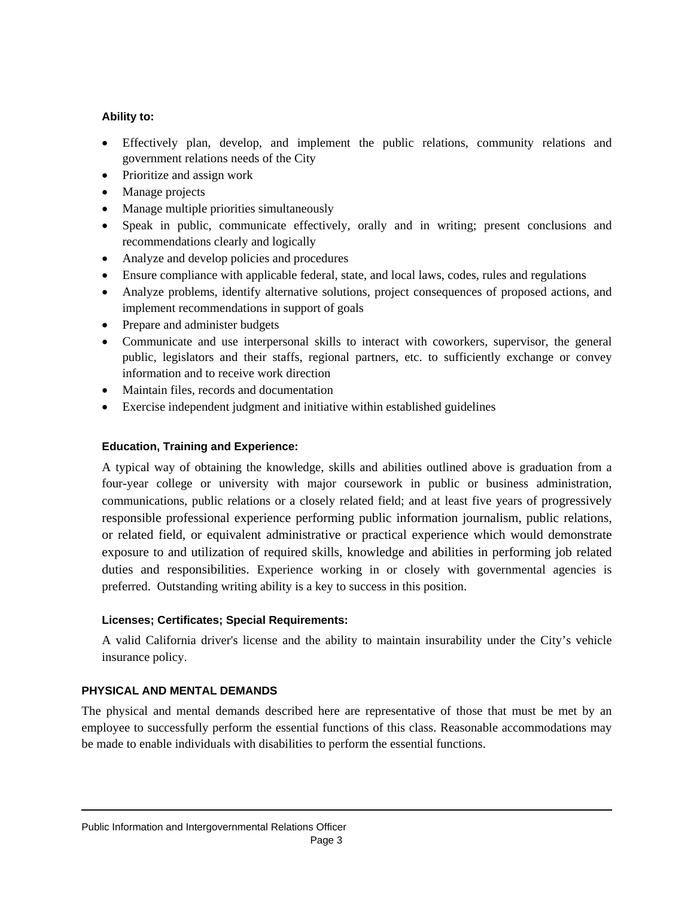**Ability to:**

- Effectively plan, develop, and implement the public relations, community relations and government relations needs of the City
- Prioritize and assign work
- Manage projects
- Manage multiple priorities simultaneously
- Speak in public, communicate effectively, orally and in writing; present conclusions and recommendations clearly and logically
- Analyze and develop policies and procedures
- Ensure compliance with applicable federal, state, and local laws, codes, rules and regulations
- Analyze problems, identify alternative solutions, project consequences of proposed actions, and implement recommendations in support of goals
- Prepare and administer budgets
- Communicate and use interpersonal skills to interact with coworkers, supervisor, the general public, legislators and their staffs, regional partners, etc. to sufficiently exchange or convey information and to receive work direction
- Maintain files, records and documentation
- Exercise independent judgment and initiative within established guidelines

**Education, Training and Experience:**

A typical way of obtaining the knowledge, skills and abilities outlined above is graduation from a four-year college or university with major coursework in public or business administration, communications, public relations or a closely related field; and at least five years of progressively responsible professional experience performing public information journalism, public relations, or related field, or equivalent administrative or practical experience which would demonstrate exposure to and utilization of required skills, knowledge and abilities in performing job related duties and responsibilities. Experience working in or closely with governmental agencies is preferred. Outstanding writing ability is a key to success in this position.

**Licenses; Certificates; Special Requirements:**

A valid California driver's license and the ability to maintain insurability under the City's vehicle insurance policy.

## PHYSICAL AND MENTAL DEMANDS

The physical and mental demands described here are representative of those that must be met by an employee to successfully perform the essential functions of this class. Reasonable accommodations may be made to enable individuals with disabilities to perform the essential functions.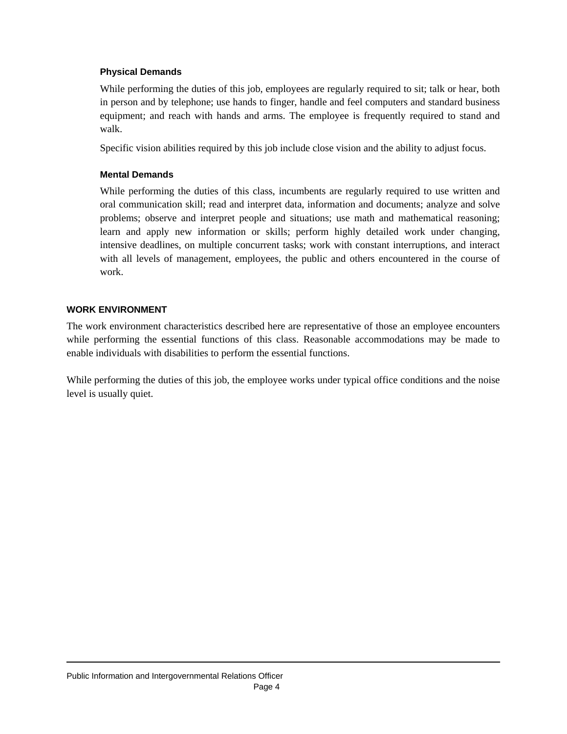### Physical Demands

While performing the duties of this job, employees are regularly required to sit; talk or hear, both in person and by telephone; use hands to finger, handle and feel computers and standard business equipment; and reach with hands and arms. The employee is frequently required to stand and walk.

Specific vision abilities required by this job include close vision and the ability to adjust focus.

### Mental Demands

While performing the duties of this class, incumbents are regularly required to use written and oral communication skill; read and interpret data, information and documents; analyze and solve problems; observe and interpret people and situations; use math and mathematical reasoning; learn and apply new information or skills; perform highly detailed work under changing, intensive deadlines, on multiple concurrent tasks; work with constant interruptions, and interact with all levels of management, employees, the public and others encountered in the course of work.

## WORK ENVIRONMENT

The work environment characteristics described here are representative of those an employee encounters while performing the essential functions of this class. Reasonable accommodations may be made to enable individuals with disabilities to perform the essential functions.

While performing the duties of this job, the employee works under typical office conditions and the noise level is usually quiet.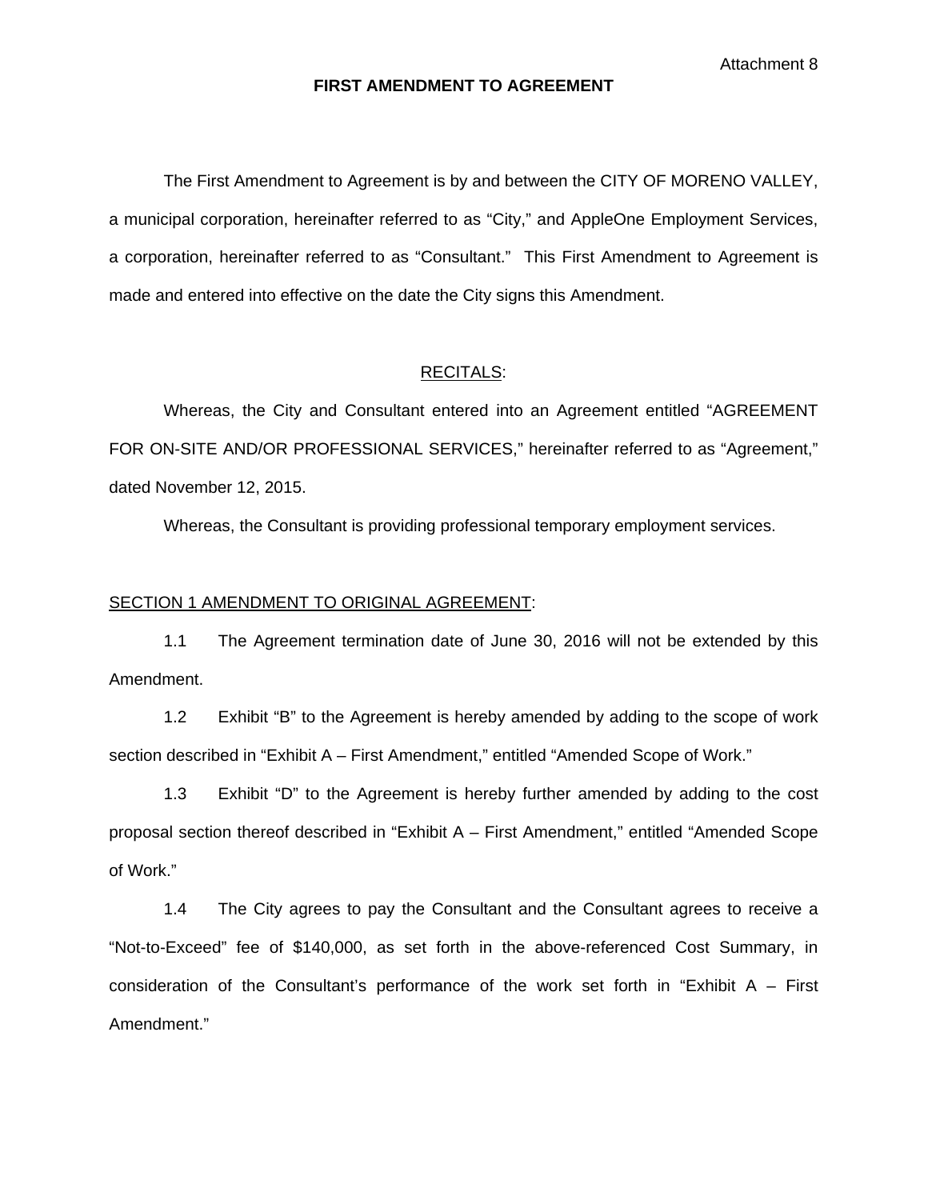Attachment 8

# FIRST AMENDMENT TO AGREEMENT

The First Amendment to Agreement is by and between the CITY OF MORENO VALLEY, a municipal corporation, hereinafter referred to as "City," and AppleOne Employment Services, a corporation, hereinafter referred to as "Consultant." This First Amendment to Agreement is made and entered into effective on the date the City signs this Amendment.

## RECITALS:

Whereas, the City and Consultant entered into an Agreement entitled "AGREEMENT FOR ON-SITE AND/OR PROFESSIONAL SERVICES," hereinafter referred to as "Agreement," dated November 12, 2015.

Whereas, the Consultant is providing professional temporary employment services.

## SECTION 1 AMENDMENT TO ORIGINAL AGREEMENT:

1.1 The Agreement termination date of June 30, 2016 will not be extended by this Amendment.

1.2 Exhibit "B" to the Agreement is hereby amended by adding to the scope of work section described in "Exhibit A – First Amendment," entitled "Amended Scope of Work."

1.3 Exhibit "D" to the Agreement is hereby further amended by adding to the cost proposal section thereof described in "Exhibit A – First Amendment," entitled "Amended Scope of Work."

1.4 The City agrees to pay the Consultant and the Consultant agrees to receive a "Not-to-Exceed" fee of $140,000, as set forth in the above-referenced Cost Summary, in consideration of the Consultant's performance of the work set forth in "Exhibit A – First Amendment."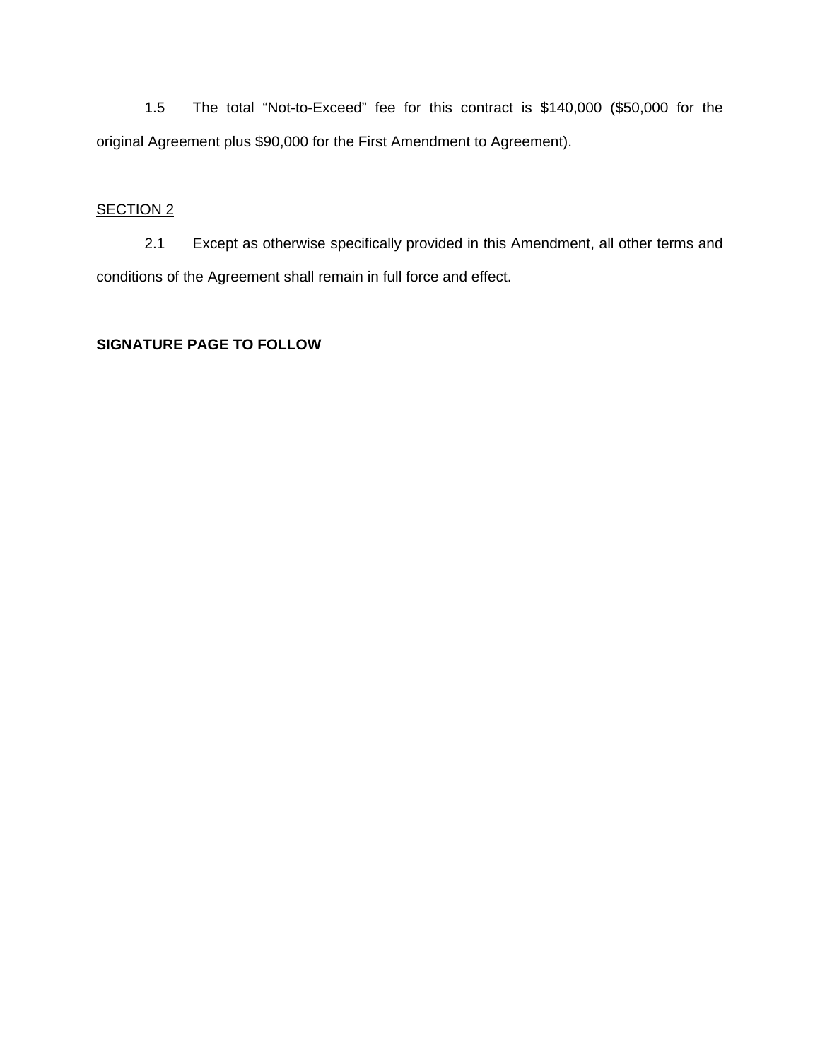1.5 The total “Not-to-Exceed” fee for this contract is $140,000 ($50,000 for the original Agreement plus $90,000 for the First Amendment to Agreement).

SECTION 2

2.1 Except as otherwise specifically provided in this Amendment, all other terms and conditions of the Agreement shall remain in full force and effect.

**SIGNATURE PAGE TO FOLLOW**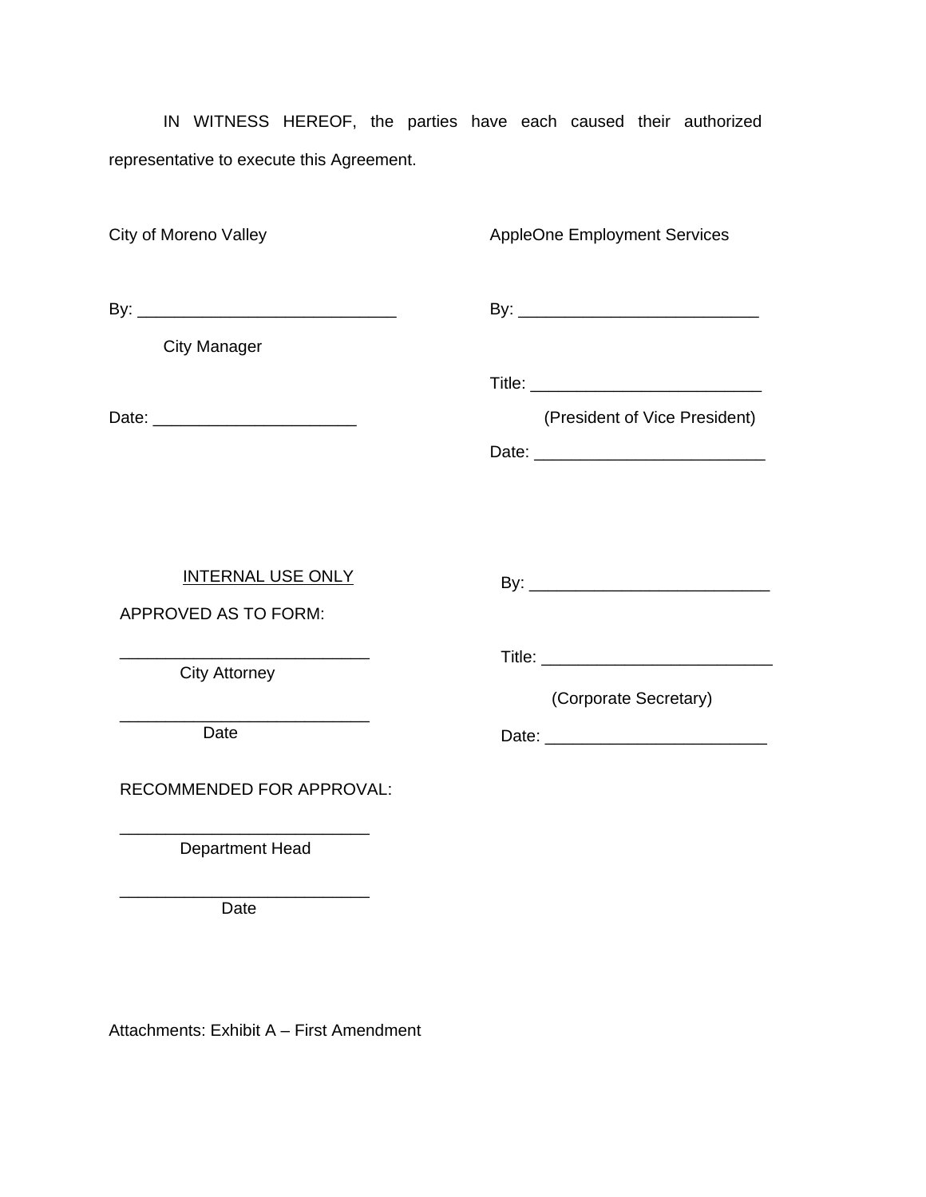IN WITNESS HEREOF, the parties have each caused their authorized representative to execute this Agreement.

| | |
|---|---|
| City of Moreno Valley | AppleOne Employment Services |
| By: ____________________________ | By: __________________________ |
| City Manager | |
| | Title: _________________________ |
| Date: ______________________ | (President of Vice President) |
| | Date: _________________________ |

INTERNAL USE ONLY

APPROVED AS TO FORM:

___________________________
City Attorney

___________________________
Date

RECOMMENDED FOR APPROVAL:

___________________________
Department Head

___________________________
Date

By: __________________________

Title: _________________________

(Corporate Secretary)

Date: ________________________

Attachments: Exhibit A – First Amendment